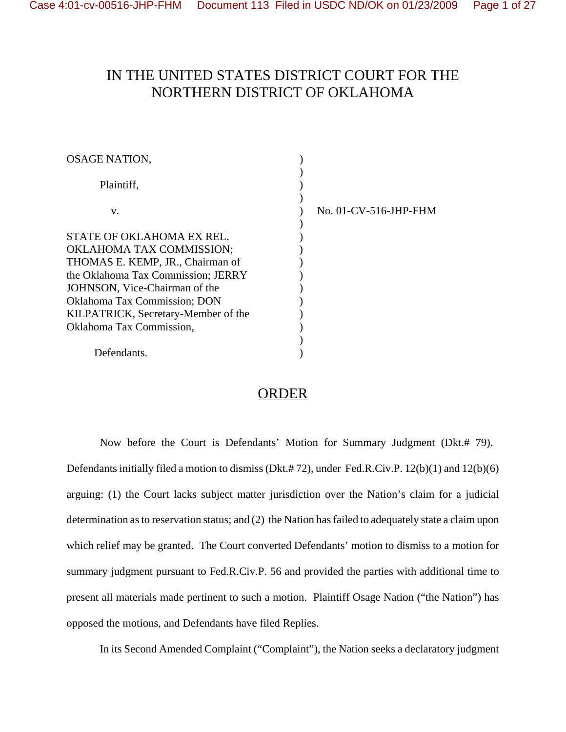# IN THE UNITED STATES DISTRICT COURT FOR THE NORTHERN DISTRICT OF OKLAHOMA

OSAGE NATION,

Plaintiff,

v.

STATE OF OKLAHOMA EX REL. OKLAHOMA TAX COMMISSION; THOMAS E. KEMP, JR., Chairman of the Oklahoma Tax Commission; JERRY JOHNSON, Vice-Chairman of the Oklahoma Tax Commission; DON KILPATRICK, Secretary-Member of the Oklahoma Tax Commission,

Defendants.

No. 01-CV-516-JHP-FHM

## ORDER

Now before the Court is Defendants' Motion for Summary Judgment (Dkt.# 79). Defendants initially filed a motion to dismiss (Dkt.# 72), under Fed.R.Civ.P. 12(b)(1) and 12(b)(6) arguing: (1) the Court lacks subject matter jurisdiction over the Nation's claim for a judicial determination as to reservation status; and (2) the Nation has failed to adequately state a claim upon which relief may be granted. The Court converted Defendants' motion to dismiss to a motion for summary judgment pursuant to Fed.R.Civ.P. 56 and provided the parties with additional time to present all materials made pertinent to such a motion. Plaintiff Osage Nation ("the Nation") has opposed the motions, and Defendants have filed Replies.

In its Second Amended Complaint ("Complaint"), the Nation seeks a declaratory judgment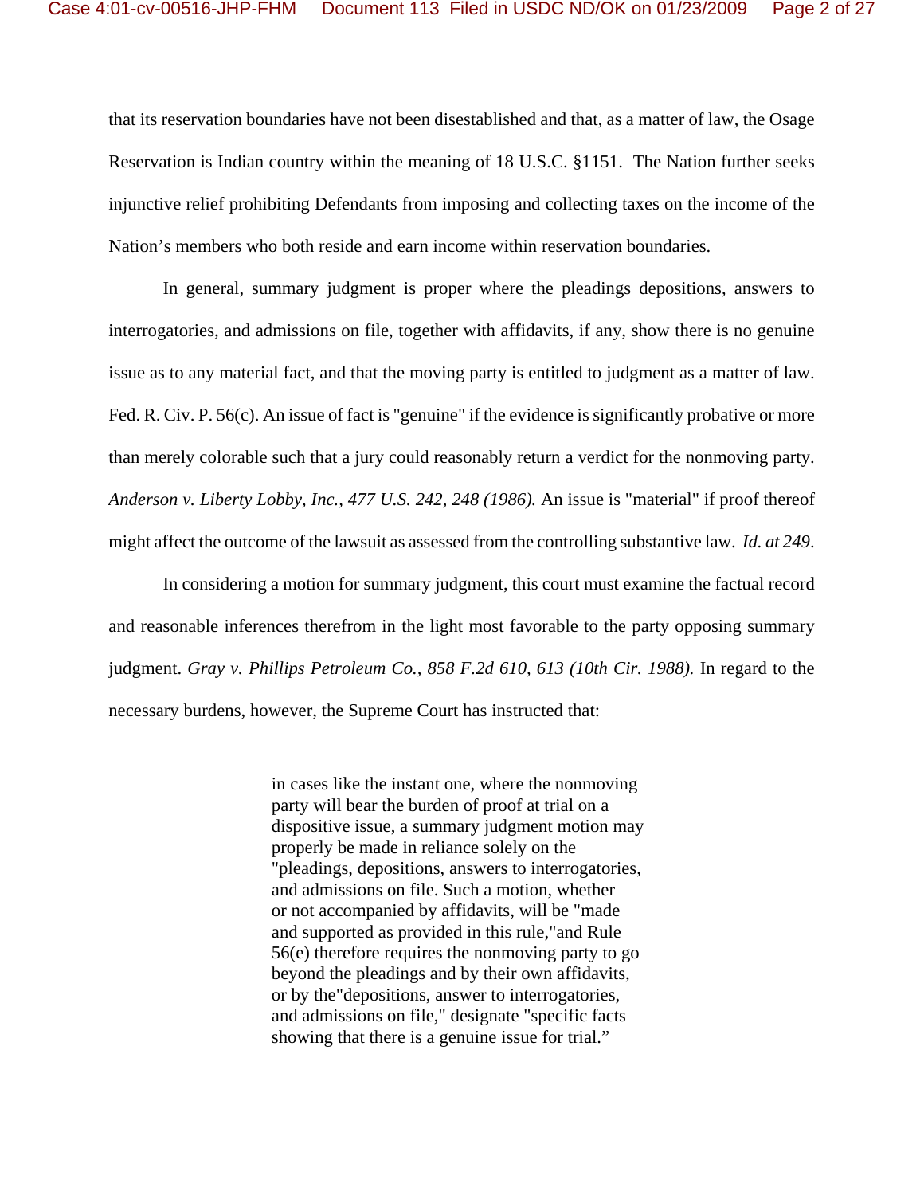that its reservation boundaries have not been disestablished and that, as a matter of law, the Osage Reservation is Indian country within the meaning of 18 U.S.C. §1151. The Nation further seeks injunctive relief prohibiting Defendants from imposing and collecting taxes on the income of the Nation's members who both reside and earn income within reservation boundaries.

In general, summary judgment is proper where the pleadings depositions, answers to interrogatories, and admissions on file, together with affidavits, if any, show there is no genuine issue as to any material fact, and that the moving party is entitled to judgment as a matter of law. Fed. R. Civ. P. 56(c). An issue of fact is "genuine" if the evidence is significantly probative or more than merely colorable such that a jury could reasonably return a verdict for the nonmoving party. *Anderson v. Liberty Lobby, Inc., 477 U.S. 242, 248 (1986).* An issue is "material" if proof thereof might affect the outcome of the lawsuit as assessed from the controlling substantive law. *Id. at 249*.

In considering a motion for summary judgment, this court must examine the factual record and reasonable inferences therefrom in the light most favorable to the party opposing summary judgment. *Gray v. Phillips Petroleum Co., 858 F.2d 610, 613 (10th Cir. 1988).* In regard to the necessary burdens, however, the Supreme Court has instructed that:

> in cases like the instant one, where the nonmoving party will bear the burden of proof at trial on a dispositive issue, a summary judgment motion may properly be made in reliance solely on the "pleadings, depositions, answers to interrogatories, and admissions on file. Such a motion, whether or not accompanied by affidavits, will be "made and supported as provided in this rule,"and Rule 56(e) therefore requires the nonmoving party to go beyond the pleadings and by their own affidavits, or by the"depositions, answer to interrogatories, and admissions on file," designate "specific facts showing that there is a genuine issue for trial."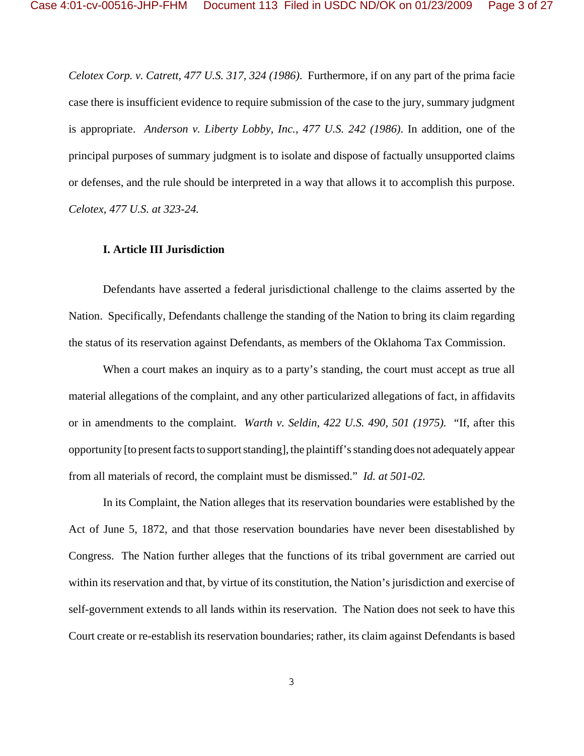*Celotex Corp. v. Catrett, 477 U.S. 317, 324 (1986)*. Furthermore, if on any part of the prima facie case there is insufficient evidence to require submission of the case to the jury, summary judgment is appropriate. *Anderson v. Liberty Lobby, Inc., 477 U.S. 242 (1986)*. In addition, one of the principal purposes of summary judgment is to isolate and dispose of factually unsupported claims or defenses, and the rule should be interpreted in a way that allows it to accomplish this purpose. *Celotex, 477 U.S. at 323-24.*

**I. Article III Jurisdiction**

Defendants have asserted a federal jurisdictional challenge to the claims asserted by the Nation. Specifically, Defendants challenge the standing of the Nation to bring its claim regarding the status of its reservation against Defendants, as members of the Oklahoma Tax Commission.

When a court makes an inquiry as to a party's standing, the court must accept as true all material allegations of the complaint, and any other particularized allegations of fact, in affidavits or in amendments to the complaint. *Warth v. Seldin, 422 U.S. 490, 501 (1975).* "If, after this opportunity [to present facts to support standing], the plaintiff's standing does not adequately appear from all materials of record, the complaint must be dismissed." *Id. at 501-02.*

In its Complaint, the Nation alleges that its reservation boundaries were established by the Act of June 5, 1872, and that those reservation boundaries have never been disestablished by Congress. The Nation further alleges that the functions of its tribal government are carried out within its reservation and that, by virtue of its constitution, the Nation's jurisdiction and exercise of self-government extends to all lands within its reservation. The Nation does not seek to have this Court create or re-establish its reservation boundaries; rather, its claim against Defendants is based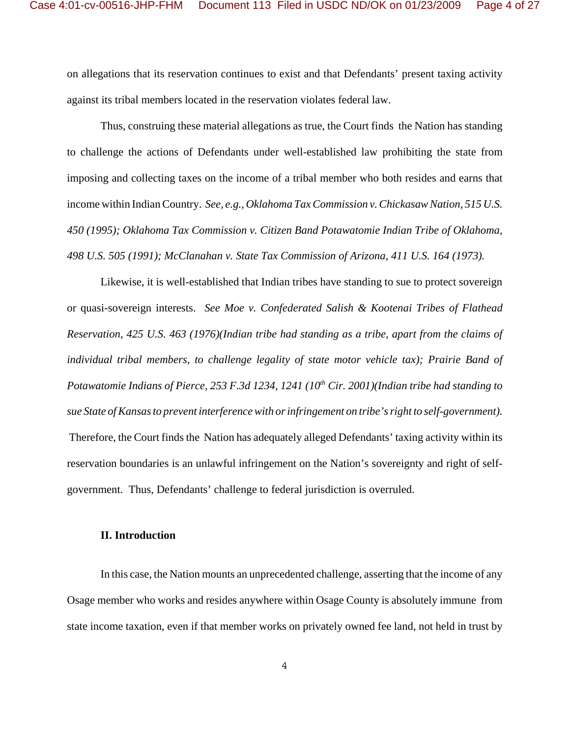on allegations that its reservation continues to exist and that Defendants' present taxing activity against its tribal members located in the reservation violates federal law.

Thus, construing these material allegations as true, the Court finds the Nation has standing to challenge the actions of Defendants under well-established law prohibiting the state from imposing and collecting taxes on the income of a tribal member who both resides and earns that income within Indian Country. *See, e.g., Oklahoma Tax Commission v. Chickasaw Nation, 515 U.S. 450 (1995); Oklahoma Tax Commission v. Citizen Band Potawatomie Indian Tribe of Oklahoma, 498 U.S. 505 (1991); McClanahan v. State Tax Commission of Arizona, 411 U.S. 164 (1973).*

Likewise, it is well-established that Indian tribes have standing to sue to protect sovereign or quasi-sovereign interests. *See Moe v. Confederated Salish & Kootenai Tribes of Flathead Reservation, 425 U.S. 463 (1976)(Indian tribe had standing as a tribe, apart from the claims of individual tribal members, to challenge legality of state motor vehicle tax); Prairie Band of Potawatomie Indians of Pierce, 253 F.3d 1234, 1241 (10th Cir. 2001)(Indian tribe had standing to sue State of Kansas to prevent interference with or infringement on tribe's right to self-government).* Therefore, the Court finds the Nation has adequately alleged Defendants' taxing activity within its reservation boundaries is an unlawful infringement on the Nation's sovereignty and right of self-government. Thus, Defendants' challenge to federal jurisdiction is overruled.

## II. Introduction

In this case, the Nation mounts an unprecedented challenge, asserting that the income of any Osage member who works and resides anywhere within Osage County is absolutely immune from state income taxation, even if that member works on privately owned fee land, not held in trust by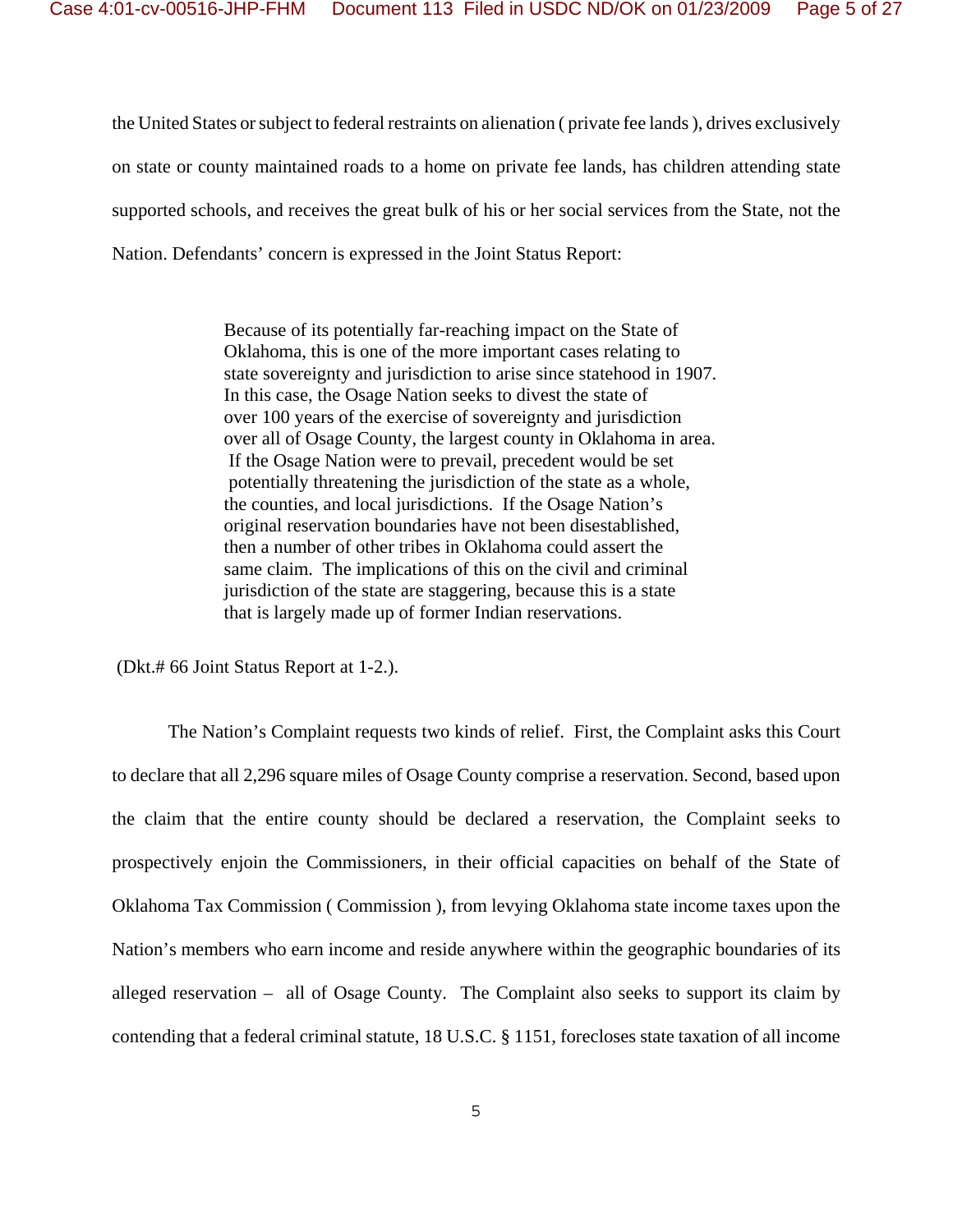the United States or subject to federal restraints on alienation ( private fee lands ), drives exclusively on state or county maintained roads to a home on private fee lands, has children attending state supported schools, and receives the great bulk of his or her social services from the State, not the Nation. Defendants' concern is expressed in the Joint Status Report:

> Because of its potentially far-reaching impact on the State of Oklahoma, this is one of the more important cases relating to state sovereignty and jurisdiction to arise since statehood in 1907. In this case, the Osage Nation seeks to divest the state of over 100 years of the exercise of sovereignty and jurisdiction over all of Osage County, the largest county in Oklahoma in area. If the Osage Nation were to prevail, precedent would be set potentially threatening the jurisdiction of the state as a whole, the counties, and local jurisdictions. If the Osage Nation's original reservation boundaries have not been disestablished, then a number of other tribes in Oklahoma could assert the same claim. The implications of this on the civil and criminal jurisdiction of the state are staggering, because this is a state that is largely made up of former Indian reservations.

(Dkt.# 66 Joint Status Report at 1-2.).

The Nation's Complaint requests two kinds of relief. First, the Complaint asks this Court to declare that all 2,296 square miles of Osage County comprise a reservation. Second, based upon the claim that the entire county should be declared a reservation, the Complaint seeks to prospectively enjoin the Commissioners, in their official capacities on behalf of the State of Oklahoma Tax Commission ( Commission ), from levying Oklahoma state income taxes upon the Nation's members who earn income and reside anywhere within the geographic boundaries of its alleged reservation – all of Osage County. The Complaint also seeks to support its claim by contending that a federal criminal statute, 18 U.S.C. § 1151, forecloses state taxation of all income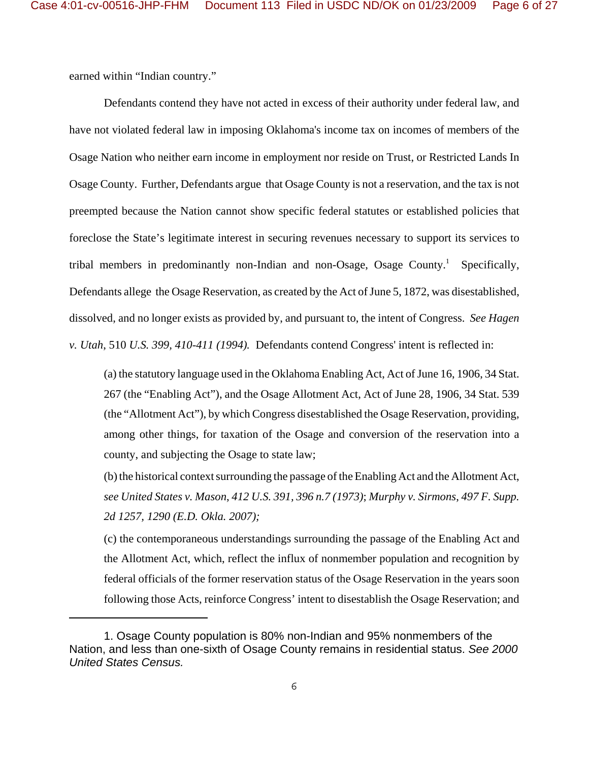earned within "Indian country."

Defendants contend they have not acted in excess of their authority under federal law, and have not violated federal law in imposing Oklahoma's income tax on incomes of members of the Osage Nation who neither earn income in employment nor reside on Trust, or Restricted Lands In Osage County. Further, Defendants argue that Osage County is not a reservation, and the tax is not preempted because the Nation cannot show specific federal statutes or established policies that foreclose the State's legitimate interest in securing revenues necessary to support its services to tribal members in predominantly non-Indian and non-Osage, Osage County.[1] Specifically, Defendants allege the Osage Reservation, as created by the Act of June 5, 1872, was disestablished, dissolved, and no longer exists as provided by, and pursuant to, the intent of Congress. *See Hagen v. Utah*, 510 *U.S. 399, 410-411 (1994).* Defendants contend Congress' intent is reflected in:

> (a) the statutory language used in the Oklahoma Enabling Act, Act of June 16, 1906, 34 Stat. 267 (the "Enabling Act"), and the Osage Allotment Act, Act of June 28, 1906, 34 Stat. 539 (the "Allotment Act"), by which Congress disestablished the Osage Reservation, providing, among other things, for taxation of the Osage and conversion of the reservation into a county, and subjecting the Osage to state law;
>
> (b) the historical context surrounding the passage of the Enabling Act and the Allotment Act, *see United States v. Mason, 412 U.S. 391, 396 n.7 (1973)*; *Murphy v. Sirmons, 497 F. Supp. 2d 1257, 1290 (E.D. Okla. 2007);*
>
> (c) the contemporaneous understandings surrounding the passage of the Enabling Act and the Allotment Act, which, reflect the influx of nonmember population and recognition by federal officials of the former reservation status of the Osage Reservation in the years soon following those Acts, reinforce Congress' intent to disestablish the Osage Reservation; and

---

1. Osage County population is 80% non-Indian and 95% nonmembers of the Nation, and less than one-sixth of Osage County remains in residential status. *See 2000 United States Census.*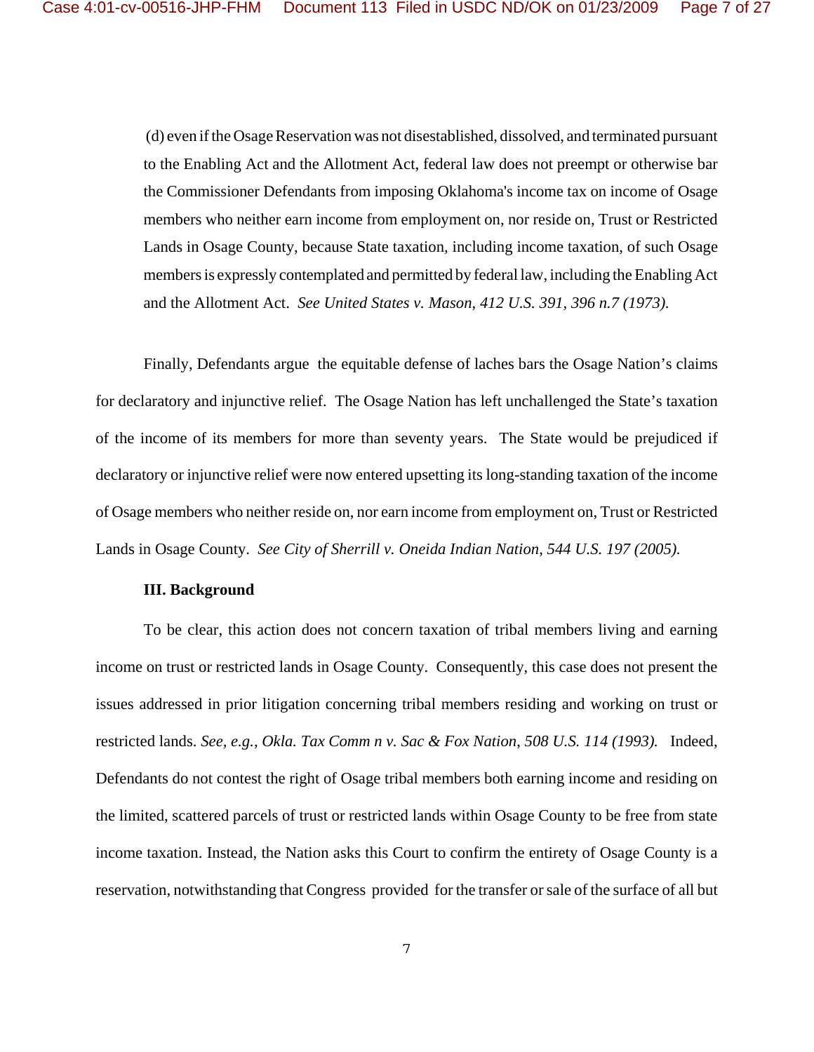(d) even if the Osage Reservation was not disestablished, dissolved, and terminated pursuant to the Enabling Act and the Allotment Act, federal law does not preempt or otherwise bar the Commissioner Defendants from imposing Oklahoma's income tax on income of Osage members who neither earn income from employment on, nor reside on, Trust or Restricted Lands in Osage County, because State taxation, including income taxation, of such Osage members is expressly contemplated and permitted by federal law, including the Enabling Act and the Allotment Act. *See United States v. Mason, 412 U.S. 391, 396 n.7 (1973).*

Finally, Defendants argue the equitable defense of laches bars the Osage Nation's claims for declaratory and injunctive relief. The Osage Nation has left unchallenged the State's taxation of the income of its members for more than seventy years. The State would be prejudiced if declaratory or injunctive relief were now entered upsetting its long-standing taxation of the income of Osage members who neither reside on, nor earn income from employment on, Trust or Restricted Lands in Osage County. *See City of Sherrill v. Oneida Indian Nation, 544 U.S. 197 (2005).*

**III. Background**

To be clear, this action does not concern taxation of tribal members living and earning income on trust or restricted lands in Osage County. Consequently, this case does not present the issues addressed in prior litigation concerning tribal members residing and working on trust or restricted lands. *See, e.g., Okla. Tax Comm n v. Sac & Fox Nation, 508 U.S. 114 (1993).* Indeed, Defendants do not contest the right of Osage tribal members both earning income and residing on the limited, scattered parcels of trust or restricted lands within Osage County to be free from state income taxation. Instead, the Nation asks this Court to confirm the entirety of Osage County is a reservation, notwithstanding that Congress provided for the transfer or sale of the surface of all but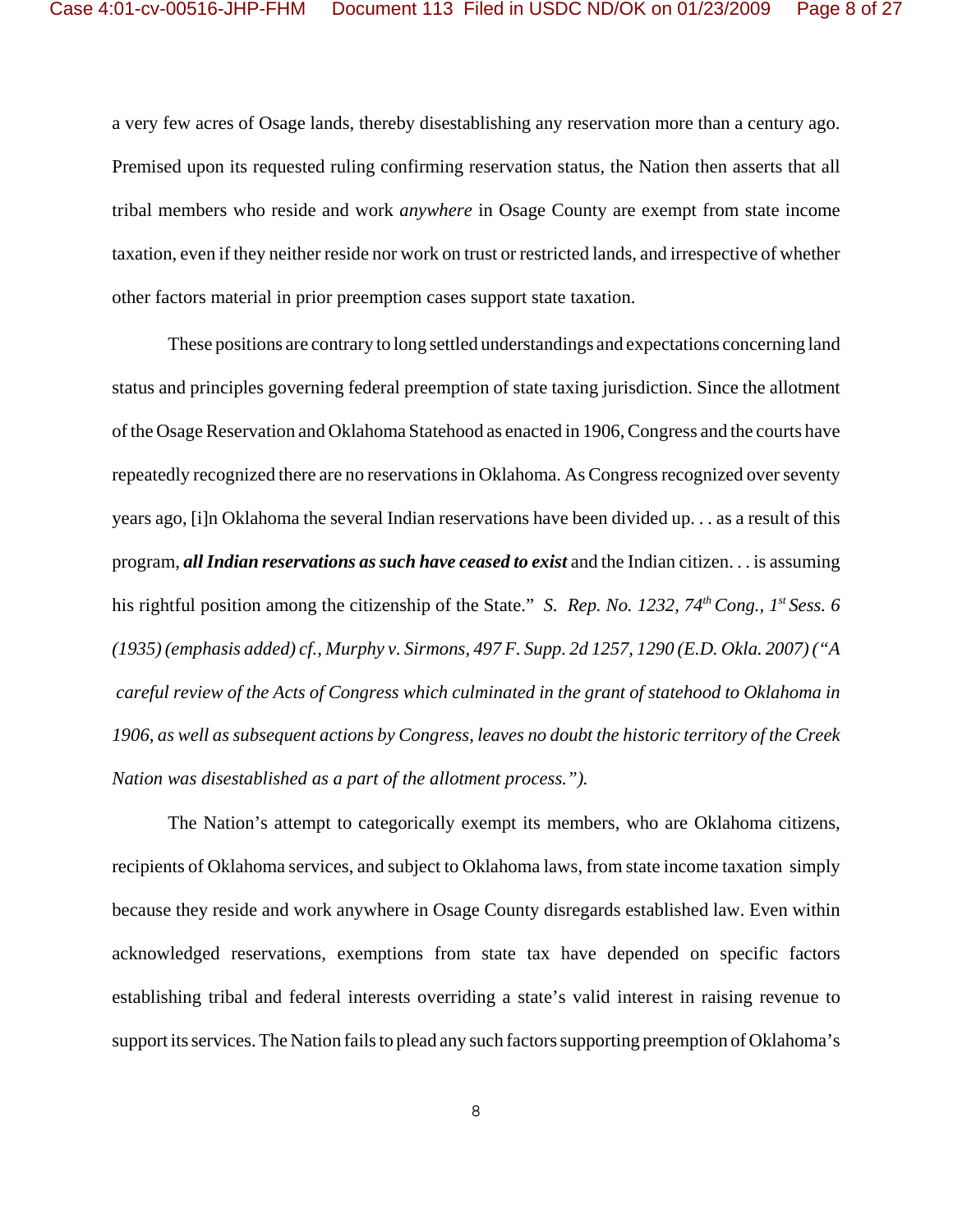a very few acres of Osage lands, thereby disestablishing any reservation more than a century ago. Premised upon its requested ruling confirming reservation status, the Nation then asserts that all tribal members who reside and work *anywhere* in Osage County are exempt from state income taxation, even if they neither reside nor work on trust or restricted lands, and irrespective of whether other factors material in prior preemption cases support state taxation.

These positions are contrary to long settled understandings and expectations concerning land status and principles governing federal preemption of state taxing jurisdiction. Since the allotment of the Osage Reservation and Oklahoma Statehood as enacted in 1906, Congress and the courts have repeatedly recognized there are no reservations in Oklahoma. As Congress recognized over seventy years ago, [i]n Oklahoma the several Indian reservations have been divided up. . . as a result of this program, ***all Indian reservations as such have ceased to exist*** and the Indian citizen. . . is assuming his rightful position among the citizenship of the State." *S. Rep. No. 1232, 74th Cong., 1st Sess. 6 (1935) (emphasis added) cf., Murphy v. Sirmons, 497 F. Supp. 2d 1257, 1290 (E.D. Okla. 2007) ("A careful review of the Acts of Congress which culminated in the grant of statehood to Oklahoma in 1906, as well as subsequent actions by Congress, leaves no doubt the historic territory of the Creek Nation was disestablished as a part of the allotment process.").*

The Nation's attempt to categorically exempt its members, who are Oklahoma citizens, recipients of Oklahoma services, and subject to Oklahoma laws, from state income taxation simply because they reside and work anywhere in Osage County disregards established law. Even within acknowledged reservations, exemptions from state tax have depended on specific factors establishing tribal and federal interests overriding a state's valid interest in raising revenue to support its services. The Nation fails to plead any such factors supporting preemption of Oklahoma's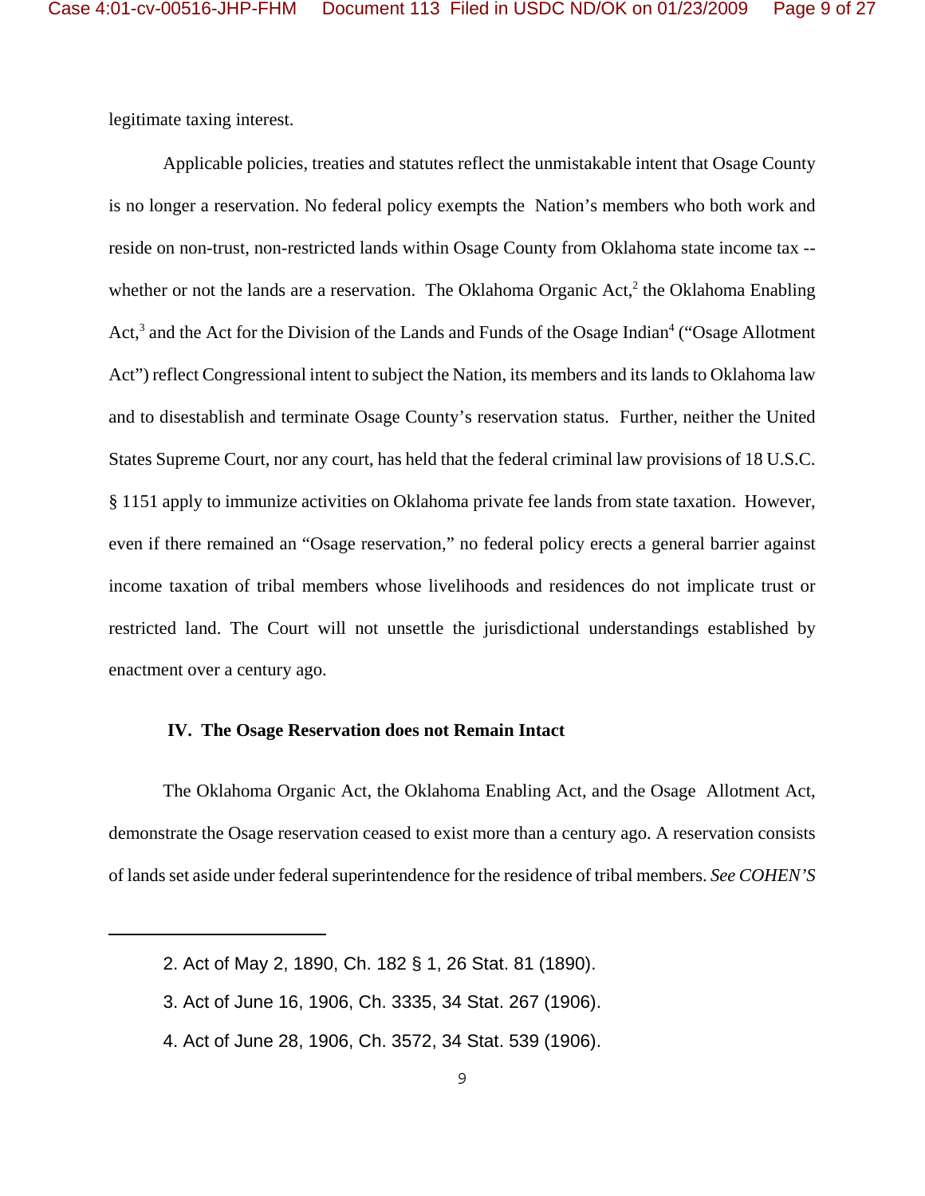legitimate taxing interest.

Applicable policies, treaties and statutes reflect the unmistakable intent that Osage County is no longer a reservation. No federal policy exempts the Nation's members who both work and reside on non-trust, non-restricted lands within Osage County from Oklahoma state income tax -- whether or not the lands are a reservation. The Oklahoma Organic Act,[2] the Oklahoma Enabling Act,[3] and the Act for the Division of the Lands and Funds of the Osage Indian[4] ("Osage Allotment Act") reflect Congressional intent to subject the Nation, its members and its lands to Oklahoma law and to disestablish and terminate Osage County's reservation status. Further, neither the United States Supreme Court, nor any court, has held that the federal criminal law provisions of 18 U.S.C. § 1151 apply to immunize activities on Oklahoma private fee lands from state taxation. However, even if there remained an "Osage reservation," no federal policy erects a general barrier against income taxation of tribal members whose livelihoods and residences do not implicate trust or restricted land. The Court will not unsettle the jurisdictional understandings established by enactment over a century ago.

**IV. The Osage Reservation does not Remain Intact**

The Oklahoma Organic Act, the Oklahoma Enabling Act, and the Osage Allotment Act, demonstrate the Osage reservation ceased to exist more than a century ago. A reservation consists of lands set aside under federal superintendence for the residence of tribal members. *See COHEN'S*

---

2. Act of May 2, 1890, Ch. 182 § 1, 26 Stat. 81 (1890).

3. Act of June 16, 1906, Ch. 3335, 34 Stat. 267 (1906).

4. Act of June 28, 1906, Ch. 3572, 34 Stat. 539 (1906).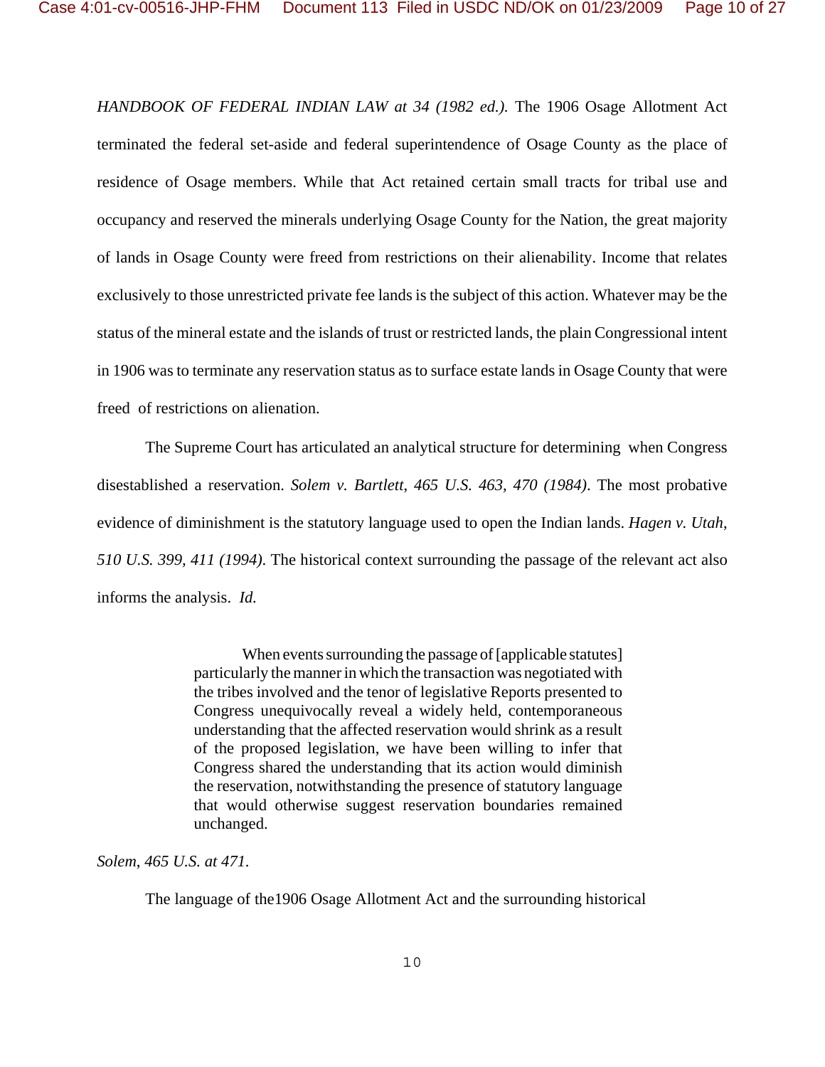*HANDBOOK OF FEDERAL INDIAN LAW at 34 (1982 ed.).* The 1906 Osage Allotment Act terminated the federal set-aside and federal superintendence of Osage County as the place of residence of Osage members. While that Act retained certain small tracts for tribal use and occupancy and reserved the minerals underlying Osage County for the Nation, the great majority of lands in Osage County were freed from restrictions on their alienability. Income that relates exclusively to those unrestricted private fee lands is the subject of this action. Whatever may be the status of the mineral estate and the islands of trust or restricted lands, the plain Congressional intent in 1906 was to terminate any reservation status as to surface estate lands in Osage County that were freed of restrictions on alienation.

The Supreme Court has articulated an analytical structure for determining when Congress disestablished a reservation. *Solem v. Bartlett*, *465 U.S. 463, 470 (1984)*. The most probative evidence of diminishment is the statutory language used to open the Indian lands. *Hagen v. Utah*, *510 U.S. 399, 411 (1994)*. The historical context surrounding the passage of the relevant act also informs the analysis. *Id.*

> When events surrounding the passage of [applicable statutes] particularly the manner in which the transaction was negotiated with the tribes involved and the tenor of legislative Reports presented to Congress unequivocally reveal a widely held, contemporaneous understanding that the affected reservation would shrink as a result of the proposed legislation, we have been willing to infer that Congress shared the understanding that its action would diminish the reservation, notwithstanding the presence of statutory language that would otherwise suggest reservation boundaries remained unchanged.

*Solem*, *465 U.S. at 471*.

The language of the1906 Osage Allotment Act and the surrounding historical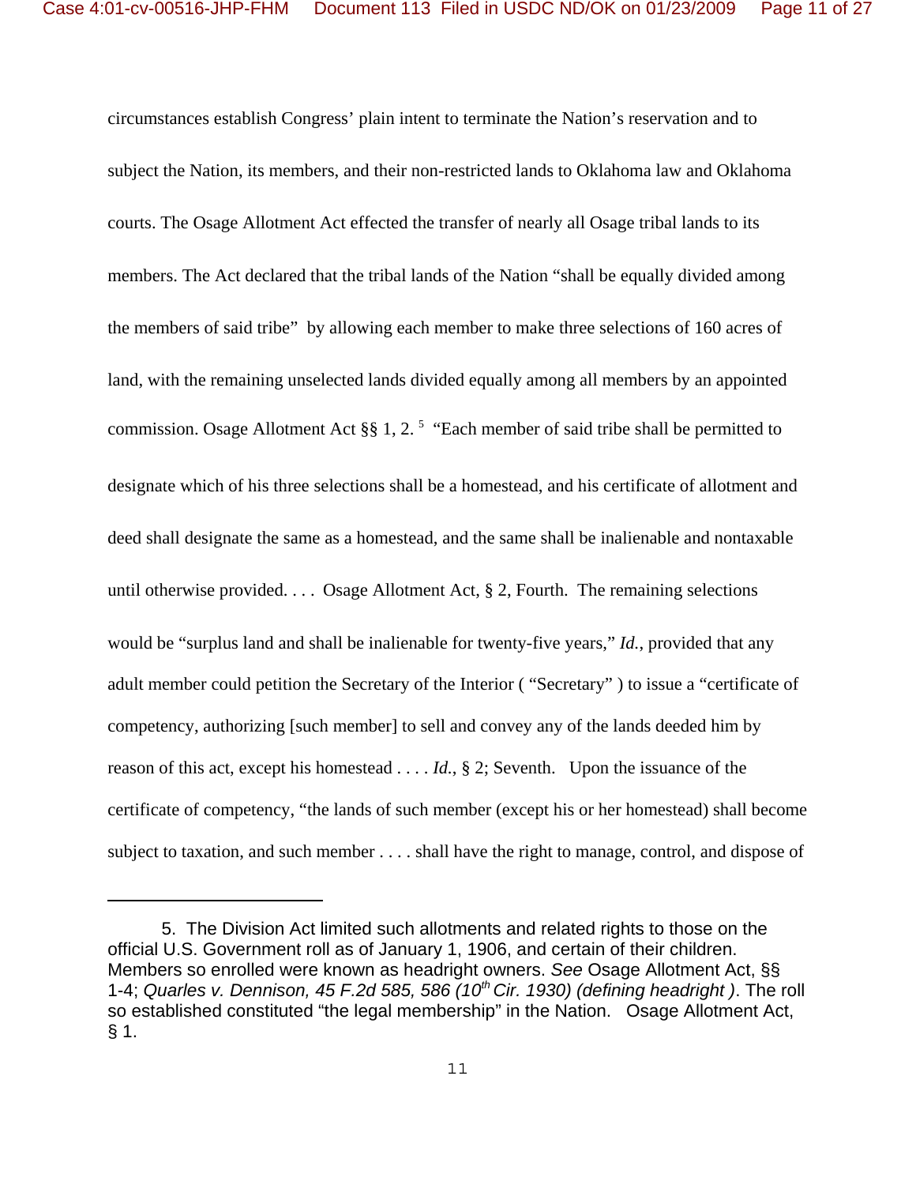circumstances establish Congress' plain intent to terminate the Nation's reservation and to subject the Nation, its members, and their non-restricted lands to Oklahoma law and Oklahoma courts. The Osage Allotment Act effected the transfer of nearly all Osage tribal lands to its members. The Act declared that the tribal lands of the Nation "shall be equally divided among the members of said tribe" by allowing each member to make three selections of 160 acres of land, with the remaining unselected lands divided equally among all members by an appointed commission. Osage Allotment Act §§ 1, 2.[5] "Each member of said tribe shall be permitted to designate which of his three selections shall be a homestead, and his certificate of allotment and deed shall designate the same as a homestead, and the same shall be inalienable and nontaxable until otherwise provided. . . . Osage Allotment Act, § 2, Fourth. The remaining selections would be "surplus land and shall be inalienable for twenty-five years," *Id.*, provided that any adult member could petition the Secretary of the Interior ( "Secretary" ) to issue a "certificate of competency, authorizing [such member] to sell and convey any of the lands deeded him by reason of this act, except his homestead . . . . *Id.*, § 2; Seventh. Upon the issuance of the certificate of competency, "the lands of such member (except his or her homestead) shall become subject to taxation, and such member . . . . shall have the right to manage, control, and dispose of

---

5. The Division Act limited such allotments and related rights to those on the official U.S. Government roll as of January 1, 1906, and certain of their children. Members so enrolled were known as headright owners. *See* Osage Allotment Act, §§ 1-4; *Quarles v. Dennison, 45 F.2d 585, 586 (10th Cir. 1930) (defining headright )*. The roll so established constituted "the legal membership" in the Nation. Osage Allotment Act, § 1.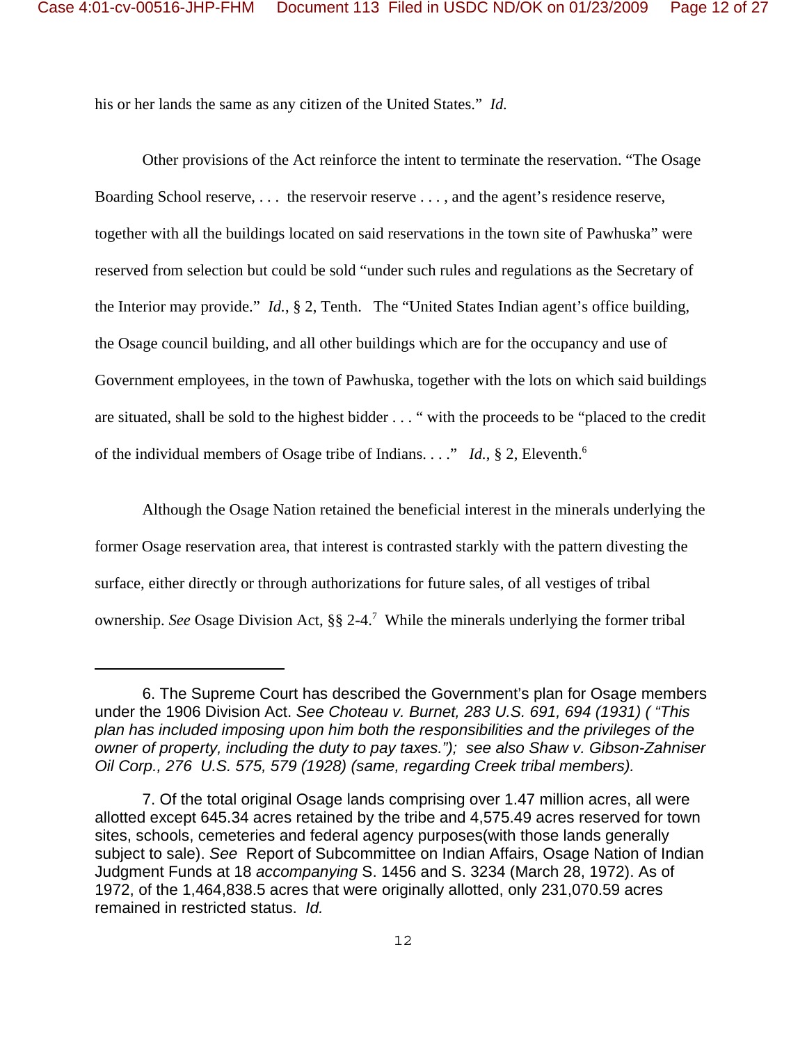his or her lands the same as any citizen of the United States." *Id.*

Other provisions of the Act reinforce the intent to terminate the reservation. "The Osage Boarding School reserve, . . . the reservoir reserve . . . , and the agent's residence reserve, together with all the buildings located on said reservations in the town site of Pawhuska" were reserved from selection but could be sold "under such rules and regulations as the Secretary of the Interior may provide." *Id.*, § 2, Tenth. The "United States Indian agent's office building, the Osage council building, and all other buildings which are for the occupancy and use of Government employees, in the town of Pawhuska, together with the lots on which said buildings are situated, shall be sold to the highest bidder . . . " with the proceeds to be "placed to the credit of the individual members of Osage tribe of Indians. . . ." *Id.*, § 2, Eleventh.[6]

Although the Osage Nation retained the beneficial interest in the minerals underlying the former Osage reservation area, that interest is contrasted starkly with the pattern divesting the surface, either directly or through authorizations for future sales, of all vestiges of tribal ownership. *See* Osage Division Act, §§ 2-4.[7] While the minerals underlying the former tribal

---

6. The Supreme Court has described the Government's plan for Osage members under the 1906 Division Act. *See Choteau v. Burnet, 283 U.S. 691, 694 (1931) ( "This plan has included imposing upon him both the responsibilities and the privileges of the owner of property, including the duty to pay taxes."); see also Shaw v. Gibson-Zahniser Oil Corp., 276 U.S. 575, 579 (1928) (same, regarding Creek tribal members).*

7. Of the total original Osage lands comprising over 1.47 million acres, all were allotted except 645.34 acres retained by the tribe and 4,575.49 acres reserved for town sites, schools, cemeteries and federal agency purposes(with those lands generally subject to sale). *See* Report of Subcommittee on Indian Affairs, Osage Nation of Indian Judgment Funds at 18 *accompanying* S. 1456 and S. 3234 (March 28, 1972). As of 1972, of the 1,464,838.5 acres that were originally allotted, only 231,070.59 acres remained in restricted status. *Id.*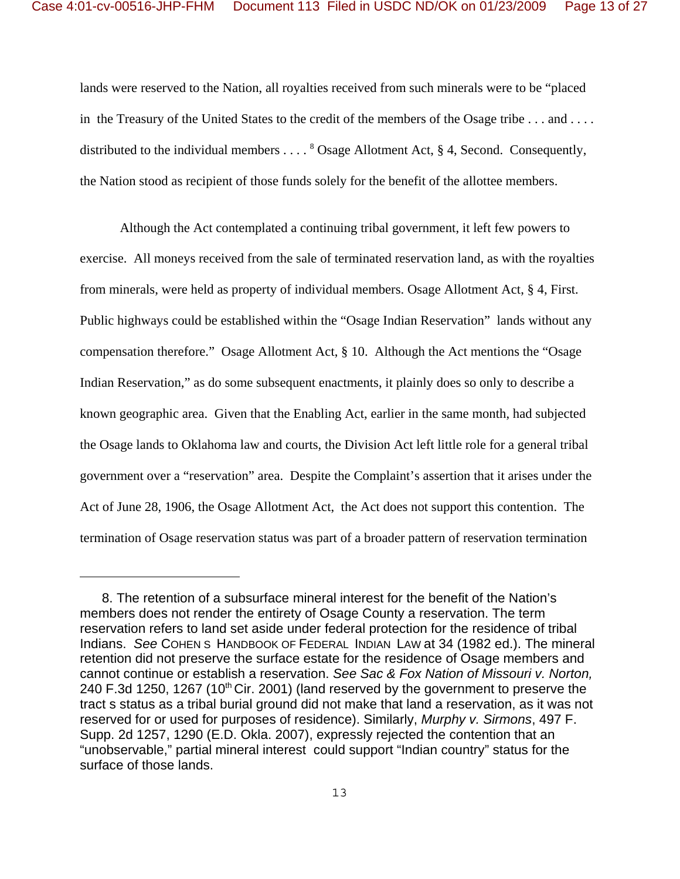lands were reserved to the Nation, all royalties received from such minerals were to be "placed in the Treasury of the United States to the credit of the members of the Osage tribe . . . and . . . . distributed to the individual members . . . . [8] Osage Allotment Act, § 4, Second. Consequently, the Nation stood as recipient of those funds solely for the benefit of the allottee members.

Although the Act contemplated a continuing tribal government, it left few powers to exercise. All moneys received from the sale of terminated reservation land, as with the royalties from minerals, were held as property of individual members. Osage Allotment Act, § 4, First. Public highways could be established within the "Osage Indian Reservation" lands without any compensation therefore." Osage Allotment Act, § 10. Although the Act mentions the "Osage Indian Reservation," as do some subsequent enactments, it plainly does so only to describe a known geographic area. Given that the Enabling Act, earlier in the same month, had subjected the Osage lands to Oklahoma law and courts, the Division Act left little role for a general tribal government over a "reservation" area. Despite the Complaint's assertion that it arises under the Act of June 28, 1906, the Osage Allotment Act, the Act does not support this contention. The termination of Osage reservation status was part of a broader pattern of reservation termination

---

8. The retention of a subsurface mineral interest for the benefit of the Nation's members does not render the entirety of Osage County a reservation. The term reservation refers to land set aside under federal protection for the residence of tribal Indians. *See* COHEN S HANDBOOK OF FEDERAL INDIAN LAW at 34 (1982 ed.). The mineral retention did not preserve the surface estate for the residence of Osage members and cannot continue or establish a reservation. *See Sac & Fox Nation of Missouri v. Norton,* 240 F.3d 1250, 1267 (10th Cir. 2001) (land reserved by the government to preserve the tract s status as a tribal burial ground did not make that land a reservation, as it was not reserved for or used for purposes of residence). Similarly, *Murphy v. Sirmons*, 497 F. Supp. 2d 1257, 1290 (E.D. Okla. 2007), expressly rejected the contention that an "unobservable," partial mineral interest could support "Indian country" status for the surface of those lands.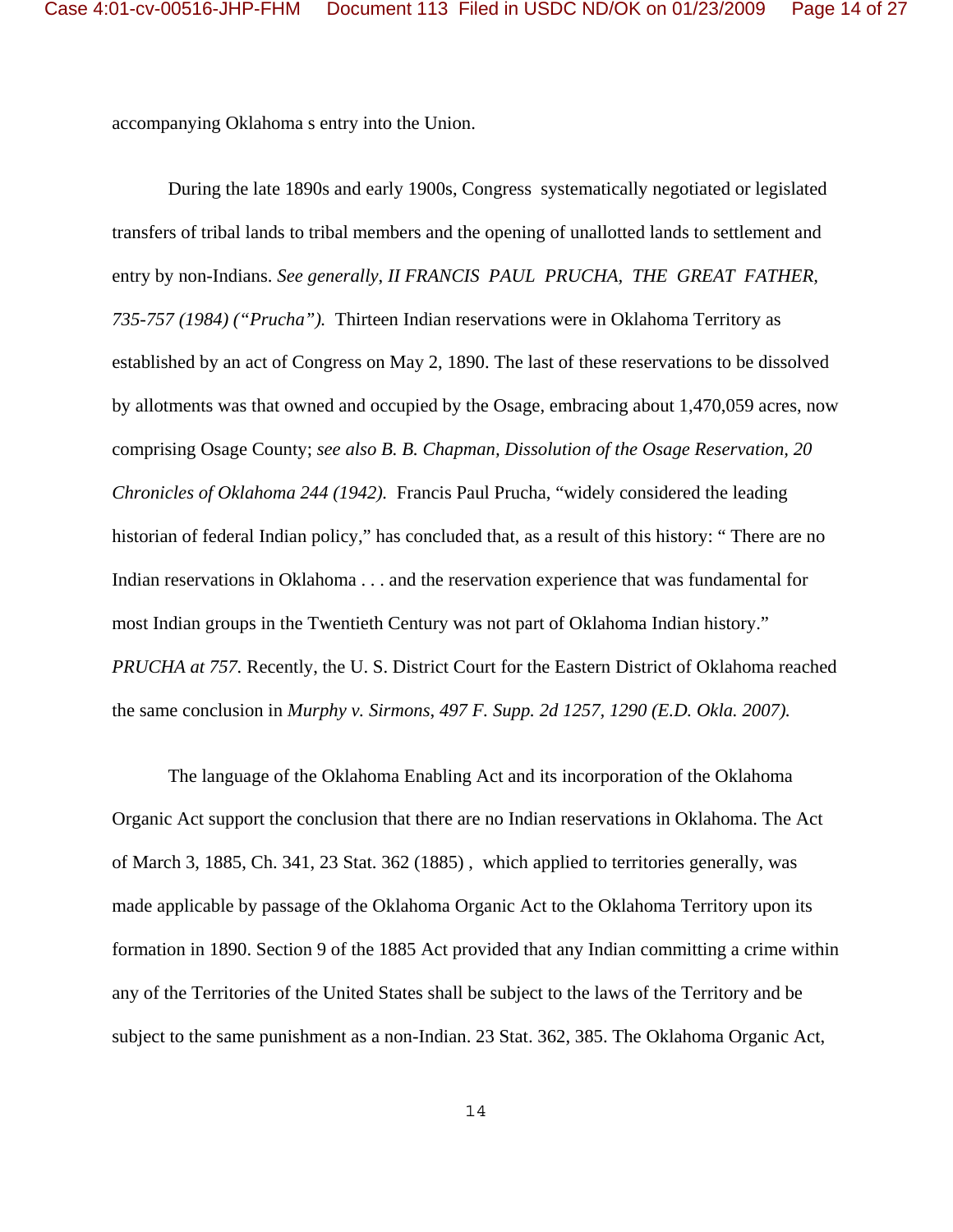accompanying Oklahoma s entry into the Union.

During the late 1890s and early 1900s, Congress systematically negotiated or legislated transfers of tribal lands to tribal members and the opening of unallotted lands to settlement and entry by non-Indians. *See generally, II FRANCIS PAUL PRUCHA, THE GREAT FATHER, 735-757 (1984) ("Prucha").* Thirteen Indian reservations were in Oklahoma Territory as established by an act of Congress on May 2, 1890. The last of these reservations to be dissolved by allotments was that owned and occupied by the Osage, embracing about 1,470,059 acres, now comprising Osage County; *see also B. B. Chapman, Dissolution of the Osage Reservation, 20 Chronicles of Oklahoma 244 (1942).* Francis Paul Prucha, "widely considered the leading historian of federal Indian policy," has concluded that, as a result of this history: " There are no Indian reservations in Oklahoma . . . and the reservation experience that was fundamental for most Indian groups in the Twentieth Century was not part of Oklahoma Indian history." *PRUCHA at 757.* Recently, the U. S. District Court for the Eastern District of Oklahoma reached the same conclusion in *Murphy v. Sirmons, 497 F. Supp. 2d 1257, 1290 (E.D. Okla. 2007).*

The language of the Oklahoma Enabling Act and its incorporation of the Oklahoma Organic Act support the conclusion that there are no Indian reservations in Oklahoma. The Act of March 3, 1885, Ch. 341, 23 Stat. 362 (1885) , which applied to territories generally, was made applicable by passage of the Oklahoma Organic Act to the Oklahoma Territory upon its formation in 1890. Section 9 of the 1885 Act provided that any Indian committing a crime within any of the Territories of the United States shall be subject to the laws of the Territory and be subject to the same punishment as a non-Indian. 23 Stat. 362, 385. The Oklahoma Organic Act,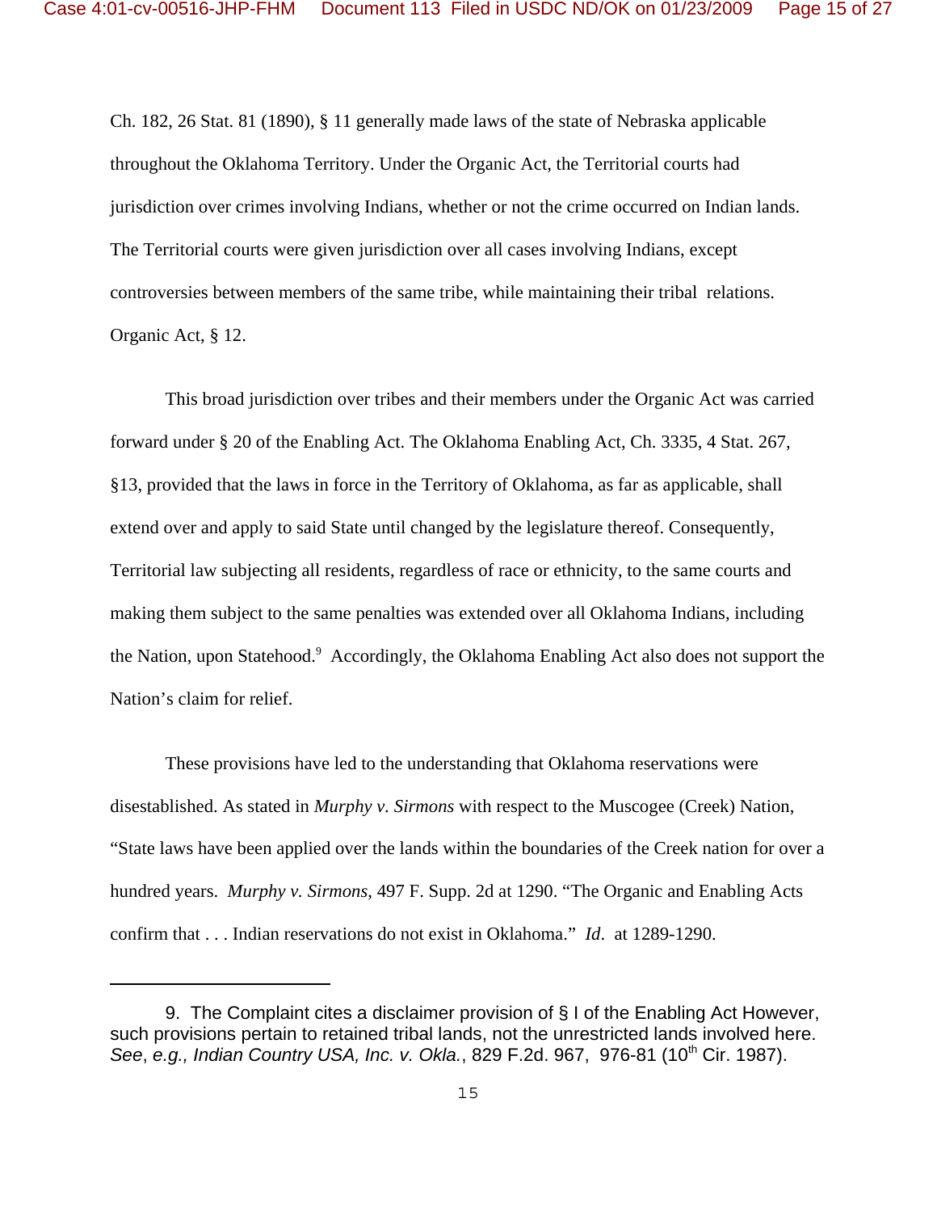Ch. 182, 26 Stat. 81 (1890), § 11 generally made laws of the state of Nebraska applicable throughout the Oklahoma Territory. Under the Organic Act, the Territorial courts had jurisdiction over crimes involving Indians, whether or not the crime occurred on Indian lands. The Territorial courts were given jurisdiction over all cases involving Indians, except controversies between members of the same tribe, while maintaining their tribal relations. Organic Act, § 12.

This broad jurisdiction over tribes and their members under the Organic Act was carried forward under § 20 of the Enabling Act. The Oklahoma Enabling Act, Ch. 3335, 4 Stat. 267, §13, provided that the laws in force in the Territory of Oklahoma, as far as applicable, shall extend over and apply to said State until changed by the legislature thereof. Consequently, Territorial law subjecting all residents, regardless of race or ethnicity, to the same courts and making them subject to the same penalties was extended over all Oklahoma Indians, including the Nation, upon Statehood.[9] Accordingly, the Oklahoma Enabling Act also does not support the Nation's claim for relief.

These provisions have led to the understanding that Oklahoma reservations were disestablished. As stated in *Murphy v. Sirmons* with respect to the Muscogee (Creek) Nation, "State laws have been applied over the lands within the boundaries of the Creek nation for over a hundred years. *Murphy v. Sirmons*, 497 F. Supp. 2d at 1290. "The Organic and Enabling Acts confirm that . . . Indian reservations do not exist in Oklahoma." *Id*. at 1289-1290.

---

9. The Complaint cites a disclaimer provision of § I of the Enabling Act However, such provisions pertain to retained tribal lands, not the unrestricted lands involved here. *See*, *e.g., Indian Country USA, Inc. v. Okla.*, 829 F.2d. 967, 976-81 (10th Cir. 1987).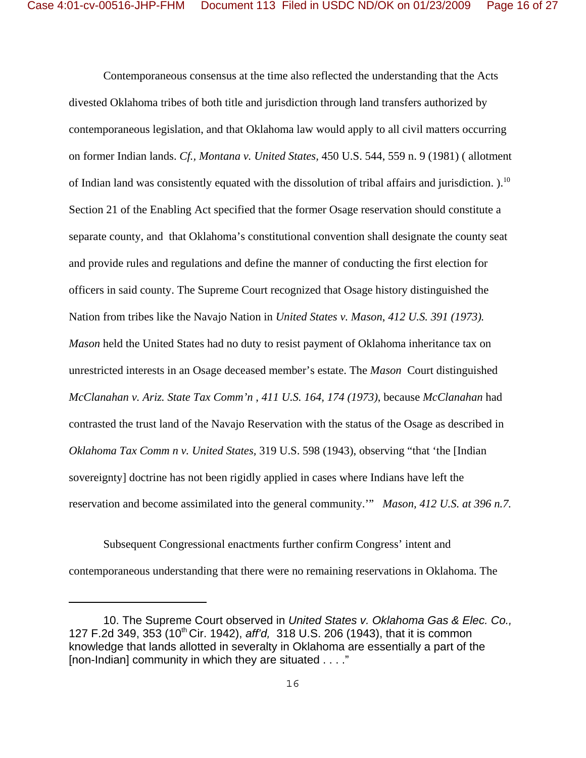Contemporaneous consensus at the time also reflected the understanding that the Acts divested Oklahoma tribes of both title and jurisdiction through land transfers authorized by contemporaneous legislation, and that Oklahoma law would apply to all civil matters occurring on former Indian lands. *Cf., Montana v. United States*, 450 U.S. 544, 559 n. 9 (1981) ( allotment of Indian land was consistently equated with the dissolution of tribal affairs and jurisdiction. ).[10] Section 21 of the Enabling Act specified that the former Osage reservation should constitute a separate county, and that Oklahoma's constitutional convention shall designate the county seat and provide rules and regulations and define the manner of conducting the first election for officers in said county. The Supreme Court recognized that Osage history distinguished the Nation from tribes like the Navajo Nation in *United States v. Mason*, *412 U.S. 391 (1973). Mason* held the United States had no duty to resist payment of Oklahoma inheritance tax on unrestricted interests in an Osage deceased member's estate. The *Mason* Court distinguished *McClanahan v. Ariz. State Tax Comm'n , 411 U.S. 164, 174 (1973)*, because *McClanahan* had contrasted the trust land of the Navajo Reservation with the status of the Osage as described in *Oklahoma Tax Comm n v. United States,* 319 U.S. 598 (1943), observing "that 'the [Indian sovereignty] doctrine has not been rigidly applied in cases where Indians have left the reservation and become assimilated into the general community.'" *Mason, 412 U.S. at 396 n.7.*

Subsequent Congressional enactments further confirm Congress' intent and contemporaneous understanding that there were no remaining reservations in Oklahoma. The

---

10. The Supreme Court observed in *United States v. Oklahoma Gas & Elec. Co.,* 127 F.2d 349, 353 (10th Cir. 1942), *aff'd,* 318 U.S. 206 (1943), that it is common knowledge that lands allotted in severalty in Oklahoma are essentially a part of the [non-Indian] community in which they are situated . . . ."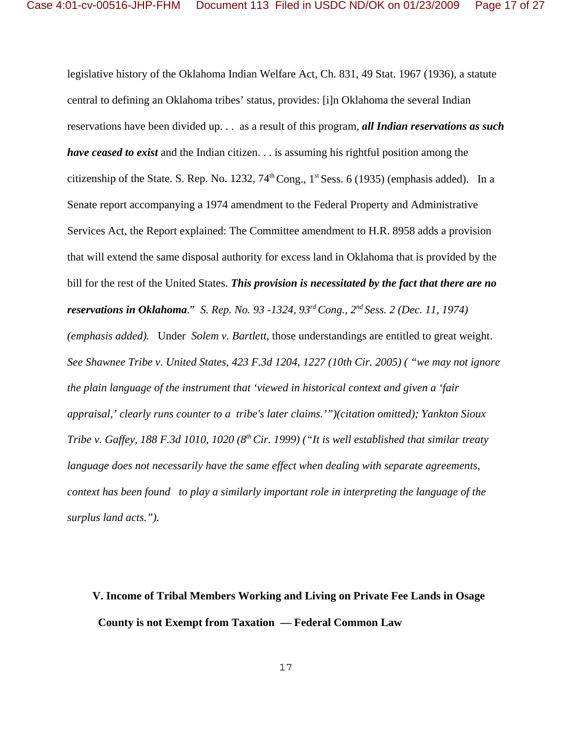legislative history of the Oklahoma Indian Welfare Act, Ch. 831, 49 Stat. 1967 (1936), a statute central to defining an Oklahoma tribes' status, provides: [i]n Oklahoma the several Indian reservations have been divided up. . . as a result of this program, ***all Indian reservations as such have ceased to exist*** and the Indian citizen. . . is assuming his rightful position among the citizenship of the State. S. Rep. No. 1232, 74th Cong., 1st Sess. 6 (1935) (emphasis added). In a Senate report accompanying a 1974 amendment to the Federal Property and Administrative Services Act, the Report explained: The Committee amendment to H.R. 8958 adds a provision that will extend the same disposal authority for excess land in Oklahoma that is provided by the bill for the rest of the United States. ***This provision is necessitated by the fact that there are no reservations in Oklahoma***." *S. Rep. No. 93 -1324, 93rd Cong., 2nd Sess. 2 (Dec. 11, 1974) (emphasis added).* Under *Solem v. Bartlett*, those understandings are entitled to great weight. *See Shawnee Tribe v. United States, 423 F.3d 1204, 1227 (10th Cir. 2005) ( "we may not ignore the plain language of the instrument that 'viewed in historical context and given a 'fair appraisal,' clearly runs counter to a tribe's later claims.'")(citation omitted); Yankton Sioux Tribe v. Gaffey, 188 F.3d 1010, 1020 (8th Cir. 1999) ("It is well established that similar treaty language does not necessarily have the same effect when dealing with separate agreements, context has been found to play a similarly important role in interpreting the language of the surplus land acts.").*

## V. Income of Tribal Members Working and Living on Private Fee Lands in Osage County is not Exempt from Taxation — Federal Common Law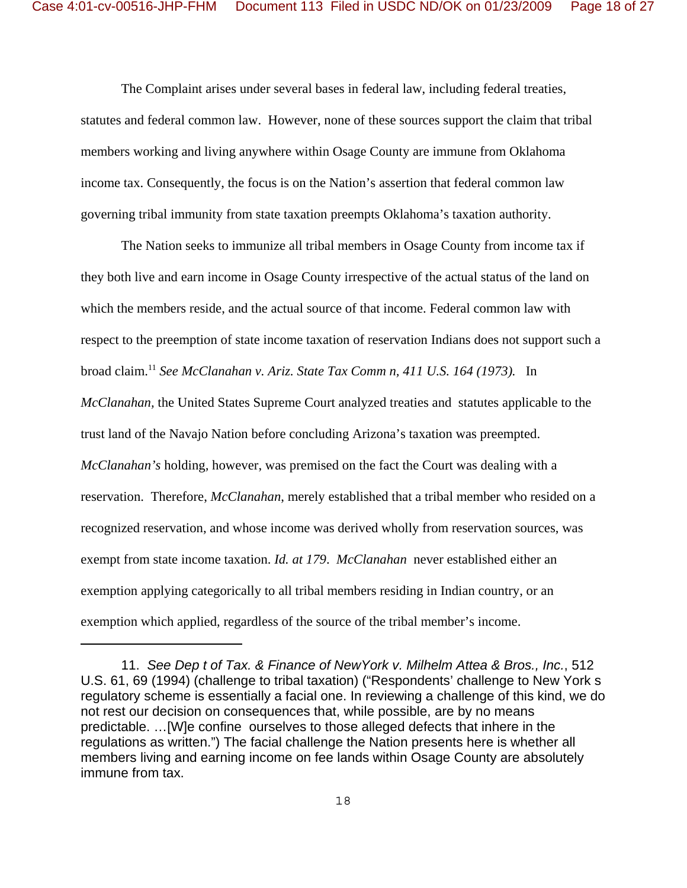The Complaint arises under several bases in federal law, including federal treaties, statutes and federal common law. However, none of these sources support the claim that tribal members working and living anywhere within Osage County are immune from Oklahoma income tax. Consequently, the focus is on the Nation's assertion that federal common law governing tribal immunity from state taxation preempts Oklahoma's taxation authority.

The Nation seeks to immunize all tribal members in Osage County from income tax if they both live and earn income in Osage County irrespective of the actual status of the land on which the members reside, and the actual source of that income. Federal common law with respect to the preemption of state income taxation of reservation Indians does not support such a broad claim.[11] *See McClanahan v. Ariz. State Tax Comm n, 411 U.S. 164 (1973).* In *McClanahan,* the United States Supreme Court analyzed treaties and statutes applicable to the trust land of the Navajo Nation before concluding Arizona's taxation was preempted. *McClanahan's* holding, however, was premised on the fact the Court was dealing with a reservation. Therefore, *McClanahan*, merely established that a tribal member who resided on a recognized reservation, and whose income was derived wholly from reservation sources, was exempt from state income taxation. *Id. at 179*. *McClanahan* never established either an exemption applying categorically to all tribal members residing in Indian country, or an exemption which applied, regardless of the source of the tribal member's income.

---

11. *See Dep t of Tax. & Finance of NewYork v. Milhelm Attea & Bros., Inc.*, 512 U.S. 61, 69 (1994) (challenge to tribal taxation) ("Respondents' challenge to New York s regulatory scheme is essentially a facial one. In reviewing a challenge of this kind, we do not rest our decision on consequences that, while possible, are by no means predictable. …[W]e confine ourselves to those alleged defects that inhere in the regulations as written.") The facial challenge the Nation presents here is whether all members living and earning income on fee lands within Osage County are absolutely immune from tax.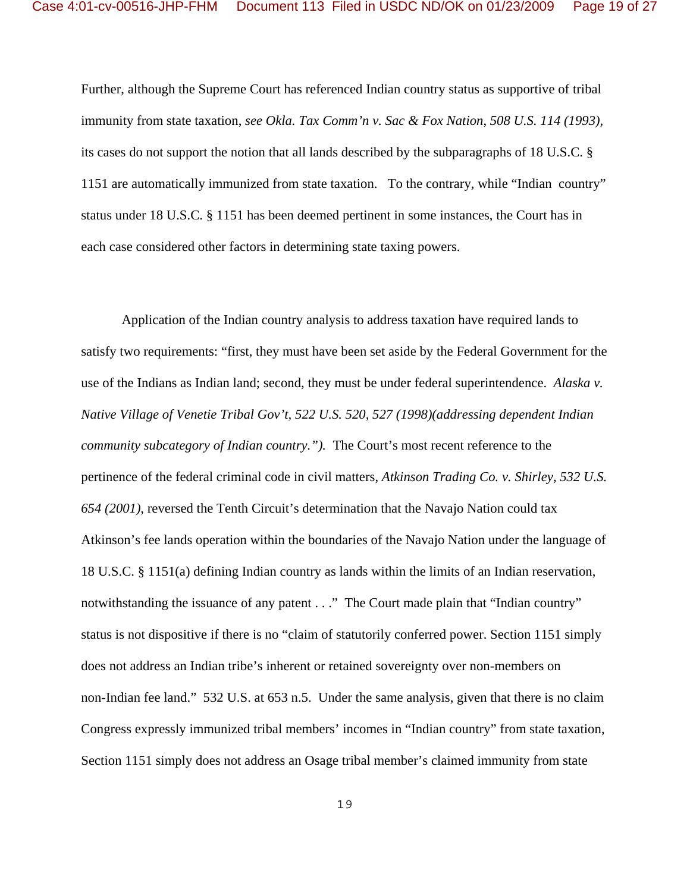Further, although the Supreme Court has referenced Indian country status as supportive of tribal immunity from state taxation, *see Okla. Tax Comm'n v. Sac & Fox Nation, 508 U.S. 114 (1993),* its cases do not support the notion that all lands described by the subparagraphs of 18 U.S.C. § 1151 are automatically immunized from state taxation. To the contrary, while "Indian country" status under 18 U.S.C. § 1151 has been deemed pertinent in some instances, the Court has in each case considered other factors in determining state taxing powers.

Application of the Indian country analysis to address taxation have required lands to satisfy two requirements: "first, they must have been set aside by the Federal Government for the use of the Indians as Indian land; second, they must be under federal superintendence. *Alaska v. Native Village of Venetie Tribal Gov't, 522 U.S. 520, 527 (1998)(addressing dependent Indian community subcategory of Indian country.").* The Court's most recent reference to the pertinence of the federal criminal code in civil matters, *Atkinson Trading Co. v. Shirley, 532 U.S. 654 (2001)*, reversed the Tenth Circuit's determination that the Navajo Nation could tax Atkinson's fee lands operation within the boundaries of the Navajo Nation under the language of 18 U.S.C. § 1151(a) defining Indian country as lands within the limits of an Indian reservation, notwithstanding the issuance of any patent . . ." The Court made plain that "Indian country" status is not dispositive if there is no "claim of statutorily conferred power. Section 1151 simply does not address an Indian tribe's inherent or retained sovereignty over non-members on non-Indian fee land." 532 U.S. at 653 n.5. Under the same analysis, given that there is no claim Congress expressly immunized tribal members' incomes in "Indian country" from state taxation, Section 1151 simply does not address an Osage tribal member's claimed immunity from state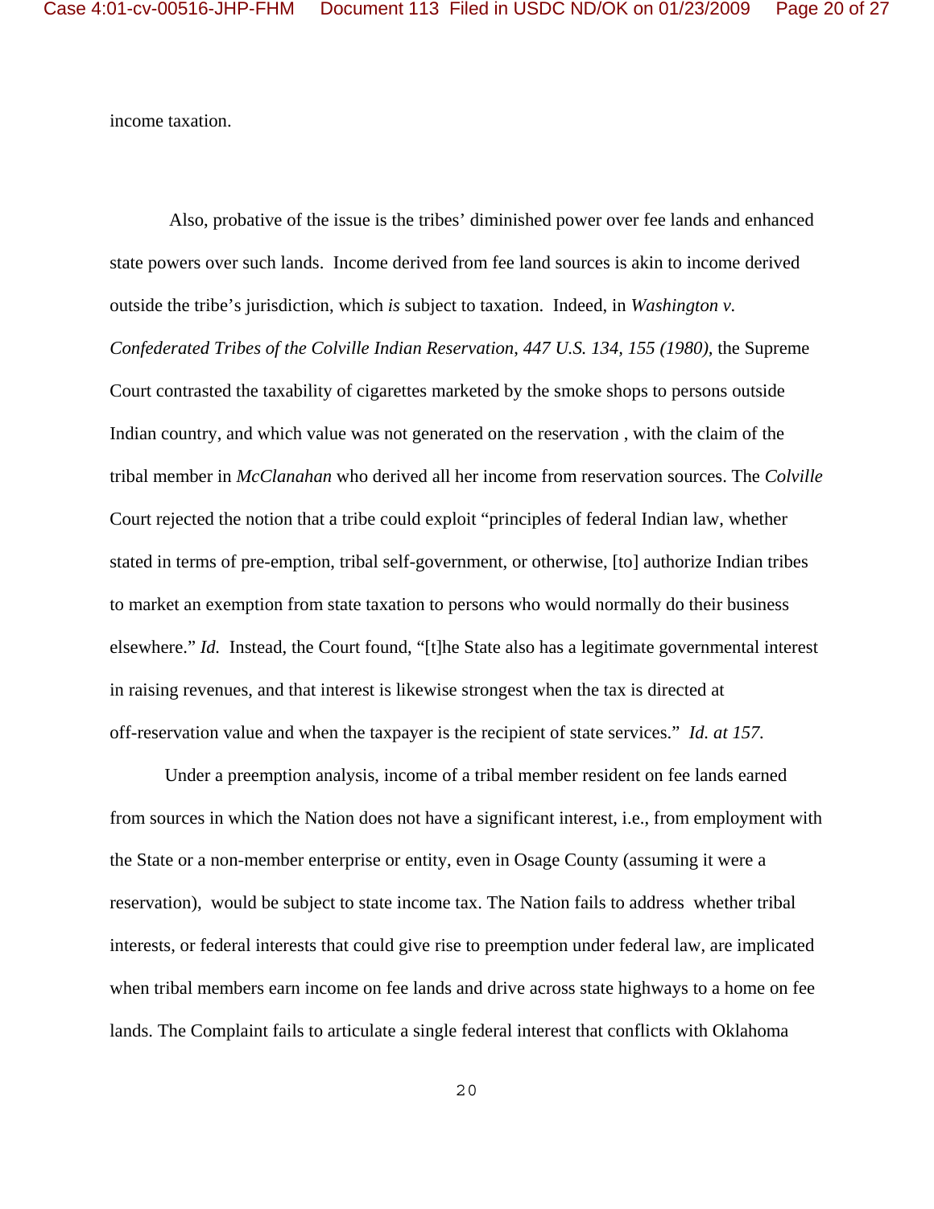income taxation.

Also, probative of the issue is the tribes' diminished power over fee lands and enhanced state powers over such lands. Income derived from fee land sources is akin to income derived outside the tribe's jurisdiction, which *is* subject to taxation. Indeed, in *Washington v. Confederated Tribes of the Colville Indian Reservation*, *447 U.S. 134, 155 (1980)*, the Supreme Court contrasted the taxability of cigarettes marketed by the smoke shops to persons outside Indian country, and which value was not generated on the reservation , with the claim of the tribal member in *McClanahan* who derived all her income from reservation sources. The *Colville* Court rejected the notion that a tribe could exploit "principles of federal Indian law, whether stated in terms of pre-emption, tribal self-government, or otherwise, [to] authorize Indian tribes to market an exemption from state taxation to persons who would normally do their business elsewhere." *Id.* Instead, the Court found, "[t]he State also has a legitimate governmental interest in raising revenues, and that interest is likewise strongest when the tax is directed at off-reservation value and when the taxpayer is the recipient of state services." *Id. at 157.*

Under a preemption analysis, income of a tribal member resident on fee lands earned from sources in which the Nation does not have a significant interest, i.e., from employment with the State or a non-member enterprise or entity, even in Osage County (assuming it were a reservation), would be subject to state income tax. The Nation fails to address whether tribal interests, or federal interests that could give rise to preemption under federal law, are implicated when tribal members earn income on fee lands and drive across state highways to a home on fee lands. The Complaint fails to articulate a single federal interest that conflicts with Oklahoma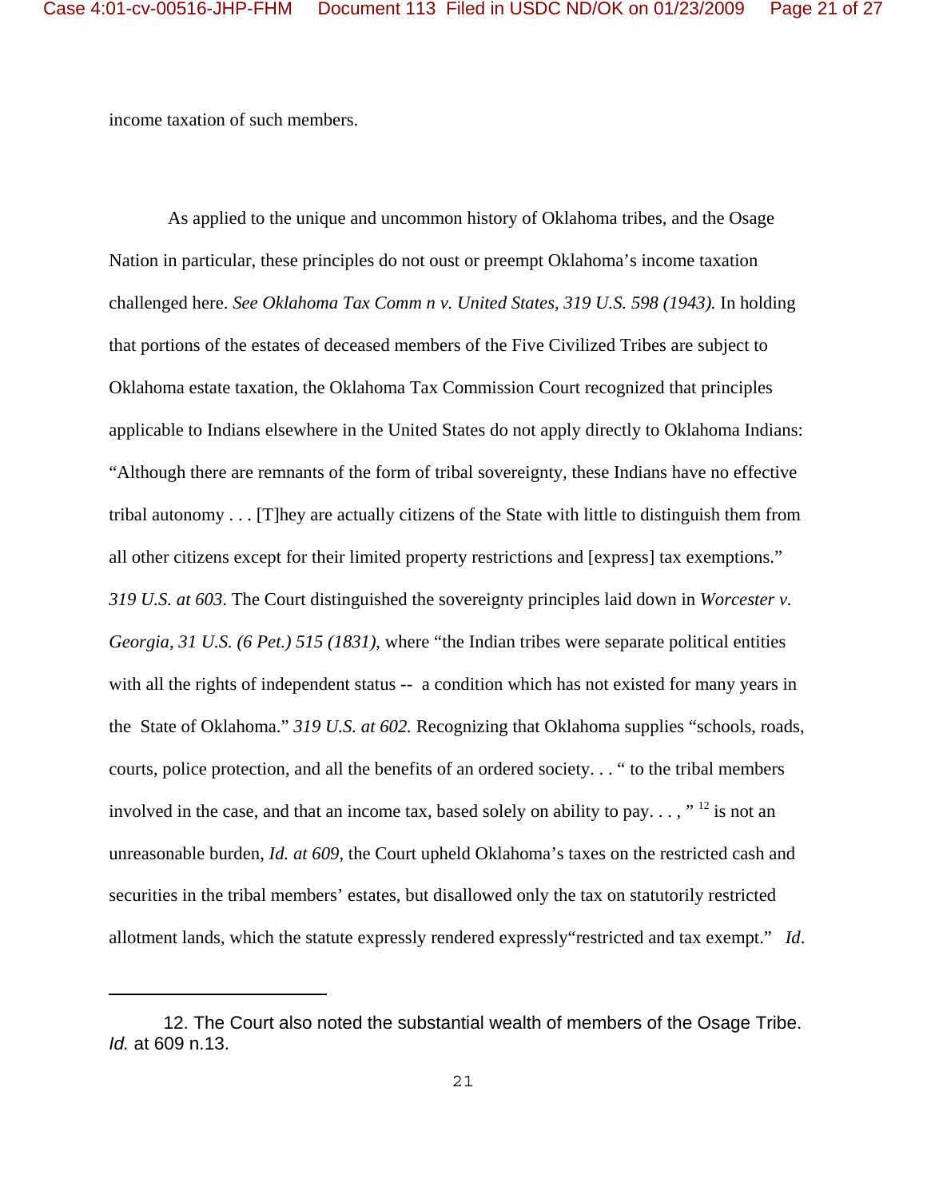income taxation of such members.

As applied to the unique and uncommon history of Oklahoma tribes, and the Osage Nation in particular, these principles do not oust or preempt Oklahoma's income taxation challenged here. *See Oklahoma Tax Comm n v. United States*, *319 U.S. 598 (1943).* In holding that portions of the estates of deceased members of the Five Civilized Tribes are subject to Oklahoma estate taxation, the Oklahoma Tax Commission Court recognized that principles applicable to Indians elsewhere in the United States do not apply directly to Oklahoma Indians: "Although there are remnants of the form of tribal sovereignty, these Indians have no effective tribal autonomy . . . [T]hey are actually citizens of the State with little to distinguish them from all other citizens except for their limited property restrictions and [express] tax exemptions." *319 U.S. at 603*. The Court distinguished the sovereignty principles laid down in *Worcester v. Georgia, 31 U.S. (6 Pet.) 515 (1831)*, where "the Indian tribes were separate political entities with all the rights of independent status -- a condition which has not existed for many years in the State of Oklahoma." *319 U.S. at 602.* Recognizing that Oklahoma supplies "schools, roads, courts, police protection, and all the benefits of an ordered society. . . " to the tribal members involved in the case, and that an income tax, based solely on ability to pay. . . , "[12] is not an unreasonable burden, *Id. at 609*, the Court upheld Oklahoma's taxes on the restricted cash and securities in the tribal members' estates, but disallowed only the tax on statutorily restricted allotment lands, which the statute expressly rendered expressly"restricted and tax exempt." *Id*.

---

12. The Court also noted the substantial wealth of members of the Osage Tribe. *Id.* at 609 n.13.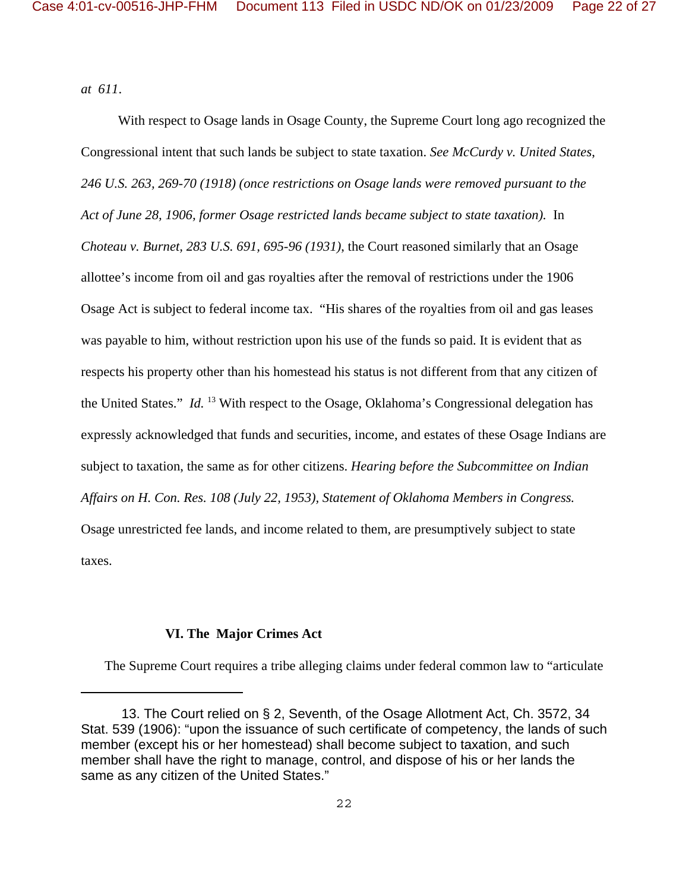*at 611*.

With respect to Osage lands in Osage County, the Supreme Court long ago recognized the Congressional intent that such lands be subject to state taxation. *See McCurdy v. United States, 246 U.S. 263, 269-70 (1918) (once restrictions on Osage lands were removed pursuant to the Act of June 28, 1906, former Osage restricted lands became subject to state taxation).* In *Choteau v. Burnet, 283 U.S. 691, 695-96 (1931)*, the Court reasoned similarly that an Osage allottee's income from oil and gas royalties after the removal of restrictions under the 1906 Osage Act is subject to federal income tax. "His shares of the royalties from oil and gas leases was payable to him, without restriction upon his use of the funds so paid. It is evident that as respects his property other than his homestead his status is not different from that any citizen of the United States." *Id.* [13] With respect to the Osage, Oklahoma's Congressional delegation has expressly acknowledged that funds and securities, income, and estates of these Osage Indians are subject to taxation, the same as for other citizens. *Hearing before the Subcommittee on Indian Affairs on H. Con. Res. 108 (July 22, 1953), Statement of Oklahoma Members in Congress.* Osage unrestricted fee lands, and income related to them, are presumptively subject to state taxes.

## VI. The Major Crimes Act

The Supreme Court requires a tribe alleging claims under federal common law to "articulate

---

13. The Court relied on § 2, Seventh, of the Osage Allotment Act, Ch. 3572, 34 Stat. 539 (1906): "upon the issuance of such certificate of competency, the lands of such member (except his or her homestead) shall become subject to taxation, and such member shall have the right to manage, control, and dispose of his or her lands the same as any citizen of the United States."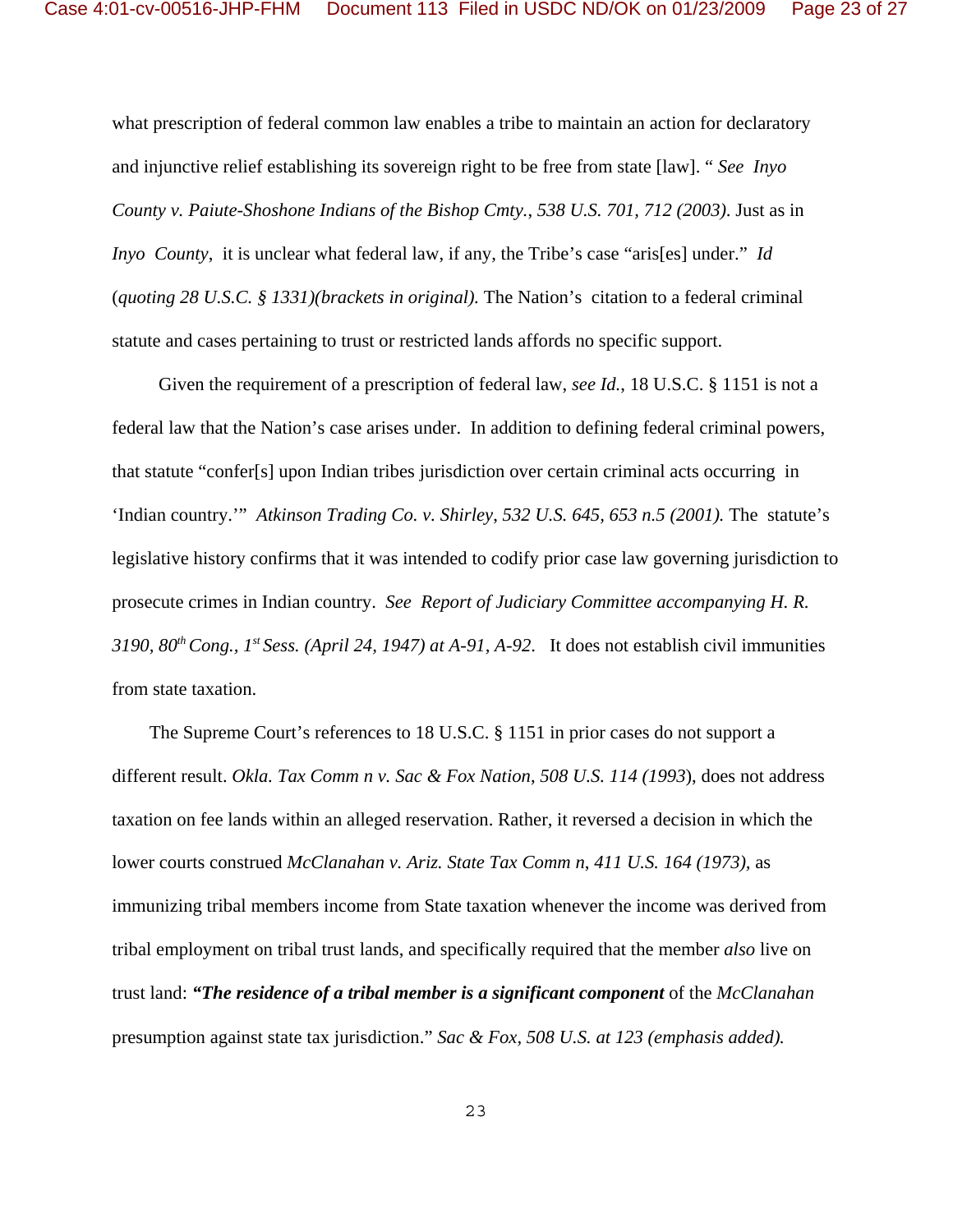what prescription of federal common law enables a tribe to maintain an action for declaratory and injunctive relief establishing its sovereign right to be free from state [law]. " *See Inyo County v. Paiute-Shoshone Indians of the Bishop Cmty., 538 U.S. 701, 712 (2003)*. Just as in *Inyo County*, it is unclear what federal law, if any, the Tribe's case "aris[es] under." *Id* (*quoting 28 U.S.C. § 1331)(brackets in original).* The Nation's citation to a federal criminal statute and cases pertaining to trust or restricted lands affords no specific support.

Given the requirement of a prescription of federal law, *see Id.*, 18 U.S.C. § 1151 is not a federal law that the Nation's case arises under. In addition to defining federal criminal powers, that statute "confer[s] upon Indian tribes jurisdiction over certain criminal acts occurring in 'Indian country.'" *Atkinson Trading Co. v. Shirley, 532 U.S. 645, 653 n.5 (2001).* The statute's legislative history confirms that it was intended to codify prior case law governing jurisdiction to prosecute crimes in Indian country. *See Report of Judiciary Committee accompanying H. R. 3190, 80th Cong., 1st Sess. (April 24, 1947) at A-91, A-92.* It does not establish civil immunities from state taxation.

The Supreme Court's references to 18 U.S.C. § 1151 in prior cases do not support a different result. *Okla. Tax Comm n v. Sac & Fox Nation, 508 U.S. 114 (1993*), does not address taxation on fee lands within an alleged reservation. Rather, it reversed a decision in which the lower courts construed *McClanahan v. Ariz. State Tax Comm n, 411 U.S. 164 (1973),* as immunizing tribal members income from State taxation whenever the income was derived from tribal employment on tribal trust lands, and specifically required that the member *also* live on trust land: ***"The residence of a tribal member is a significant component*** of the *McClanahan* presumption against state tax jurisdiction." *Sac & Fox, 508 U.S. at 123 (emphasis added).*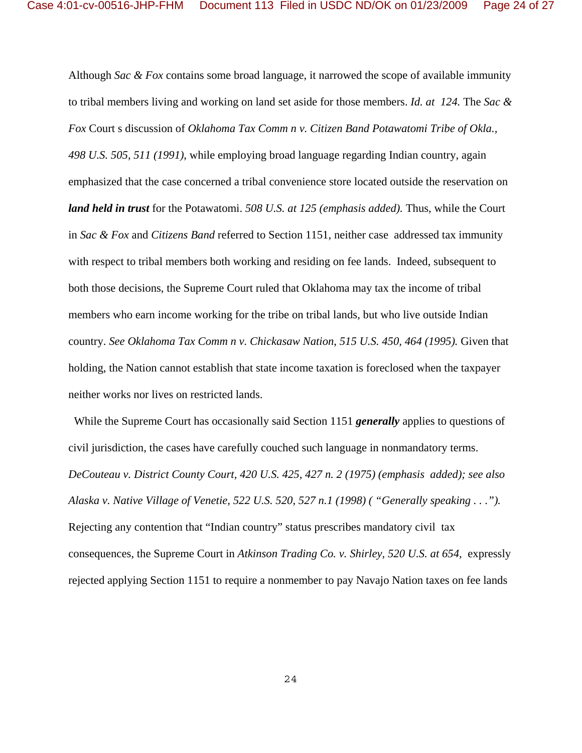Although *Sac & Fox* contains some broad language, it narrowed the scope of available immunity to tribal members living and working on land set aside for those members. *Id. at 124.* The *Sac & Fox* Court s discussion of *Oklahoma Tax Comm n v. Citizen Band Potawatomi Tribe of Okla., 498 U.S. 505, 511 (1991)*, while employing broad language regarding Indian country, again emphasized that the case concerned a tribal convenience store located outside the reservation on ***land held in trust*** for the Potawatomi. *508 U.S. at 125 (emphasis added).* Thus, while the Court in *Sac & Fox* and *Citizens Band* referred to Section 1151, neither case addressed tax immunity with respect to tribal members both working and residing on fee lands. Indeed, subsequent to both those decisions, the Supreme Court ruled that Oklahoma may tax the income of tribal members who earn income working for the tribe on tribal lands, but who live outside Indian country. *See Oklahoma Tax Comm n v. Chickasaw Nation, 515 U.S. 450, 464 (1995).* Given that holding, the Nation cannot establish that state income taxation is foreclosed when the taxpayer neither works nor lives on restricted lands.

While the Supreme Court has occasionally said Section 1151 ***generally*** applies to questions of civil jurisdiction, the cases have carefully couched such language in nonmandatory terms. *DeCouteau v. District County Court, 420 U.S. 425, 427 n. 2 (1975) (emphasis added); see also Alaska v. Native Village of Venetie, 522 U.S. 520, 527 n.1 (1998) ( "Generally speaking . . .").* Rejecting any contention that "Indian country" status prescribes mandatory civil tax consequences, the Supreme Court in *Atkinson Trading Co. v. Shirley, 520 U.S. at 654,* expressly rejected applying Section 1151 to require a nonmember to pay Navajo Nation taxes on fee lands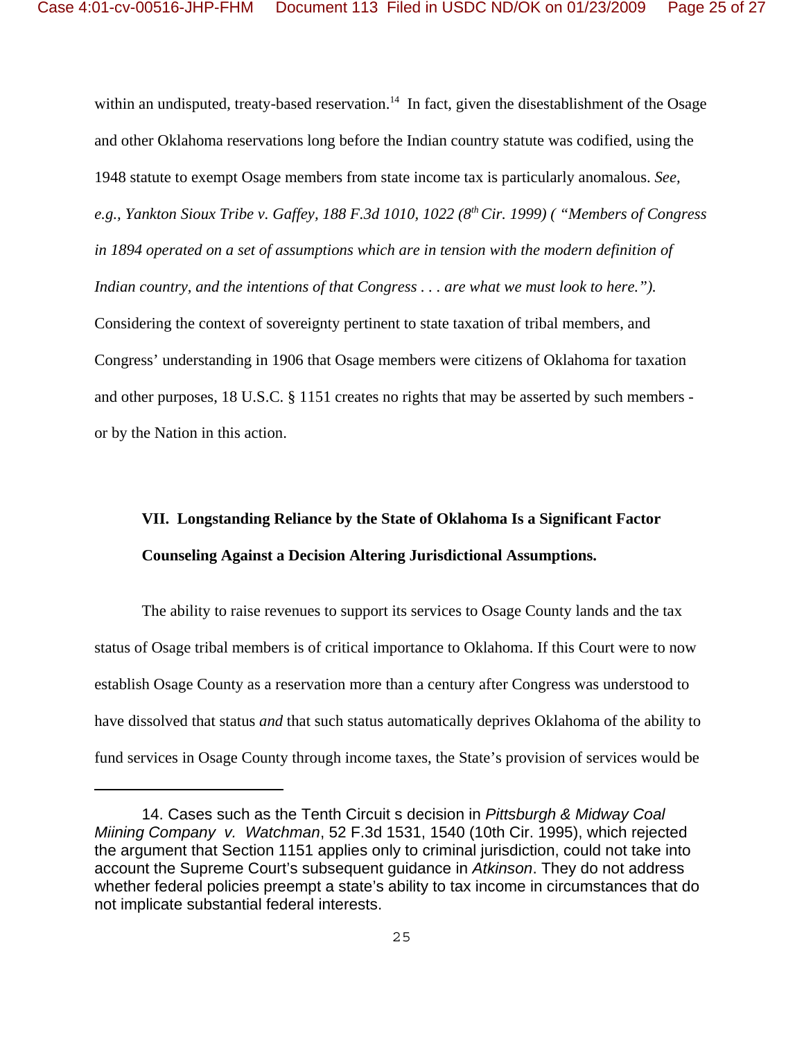within an undisputed, treaty-based reservation.[14] In fact, given the disestablishment of the Osage and other Oklahoma reservations long before the Indian country statute was codified, using the 1948 statute to exempt Osage members from state income tax is particularly anomalous. *See, e.g., Yankton Sioux Tribe v. Gaffey, 188 F.3d 1010, 1022 (8th Cir. 1999) ( "Members of Congress in 1894 operated on a set of assumptions which are in tension with the modern definition of Indian country, and the intentions of that Congress . . . are what we must look to here.").* Considering the context of sovereignty pertinent to state taxation of tribal members, and Congress' understanding in 1906 that Osage members were citizens of Oklahoma for taxation and other purposes, 18 U.S.C. § 1151 creates no rights that may be asserted by such members - or by the Nation in this action.

**VII. Longstanding Reliance by the State of Oklahoma Is a Significant Factor Counseling Against a Decision Altering Jurisdictional Assumptions.**

The ability to raise revenues to support its services to Osage County lands and the tax status of Osage tribal members is of critical importance to Oklahoma. If this Court were to now establish Osage County as a reservation more than a century after Congress was understood to have dissolved that status *and* that such status automatically deprives Oklahoma of the ability to fund services in Osage County through income taxes, the State's provision of services would be

---

14. Cases such as the Tenth Circuit s decision in *Pittsburgh & Midway Coal Miining Company v. Watchman*, 52 F.3d 1531, 1540 (10th Cir. 1995), which rejected the argument that Section 1151 applies only to criminal jurisdiction, could not take into account the Supreme Court's subsequent guidance in *Atkinson*. They do not address whether federal policies preempt a state's ability to tax income in circumstances that do not implicate substantial federal interests.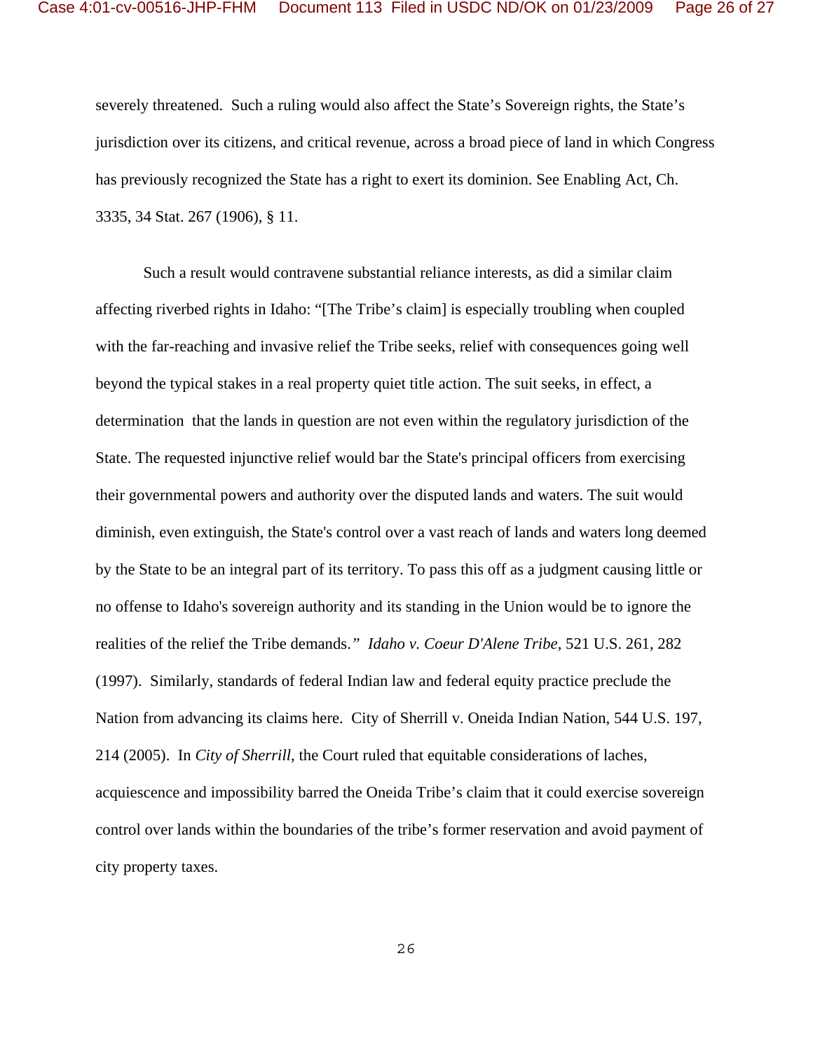severely threatened. Such a ruling would also affect the State's Sovereign rights, the State's jurisdiction over its citizens, and critical revenue, across a broad piece of land in which Congress has previously recognized the State has a right to exert its dominion. See Enabling Act, Ch. 3335, 34 Stat. 267 (1906), § 11.

Such a result would contravene substantial reliance interests, as did a similar claim affecting riverbed rights in Idaho: "[The Tribe's claim] is especially troubling when coupled with the far-reaching and invasive relief the Tribe seeks, relief with consequences going well beyond the typical stakes in a real property quiet title action. The suit seeks, in effect, a determination that the lands in question are not even within the regulatory jurisdiction of the State. The requested injunctive relief would bar the State's principal officers from exercising their governmental powers and authority over the disputed lands and waters. The suit would diminish, even extinguish, the State's control over a vast reach of lands and waters long deemed by the State to be an integral part of its territory. To pass this off as a judgment causing little or no offense to Idaho's sovereign authority and its standing in the Union would be to ignore the realities of the relief the Tribe demands." *Idaho v. Coeur D'Alene Tribe*, 521 U.S. 261, 282 (1997). Similarly, standards of federal Indian law and federal equity practice preclude the Nation from advancing its claims here. City of Sherrill v. Oneida Indian Nation, 544 U.S. 197, 214 (2005). In *City of Sherrill*, the Court ruled that equitable considerations of laches, acquiescence and impossibility barred the Oneida Tribe's claim that it could exercise sovereign control over lands within the boundaries of the tribe's former reservation and avoid payment of city property taxes.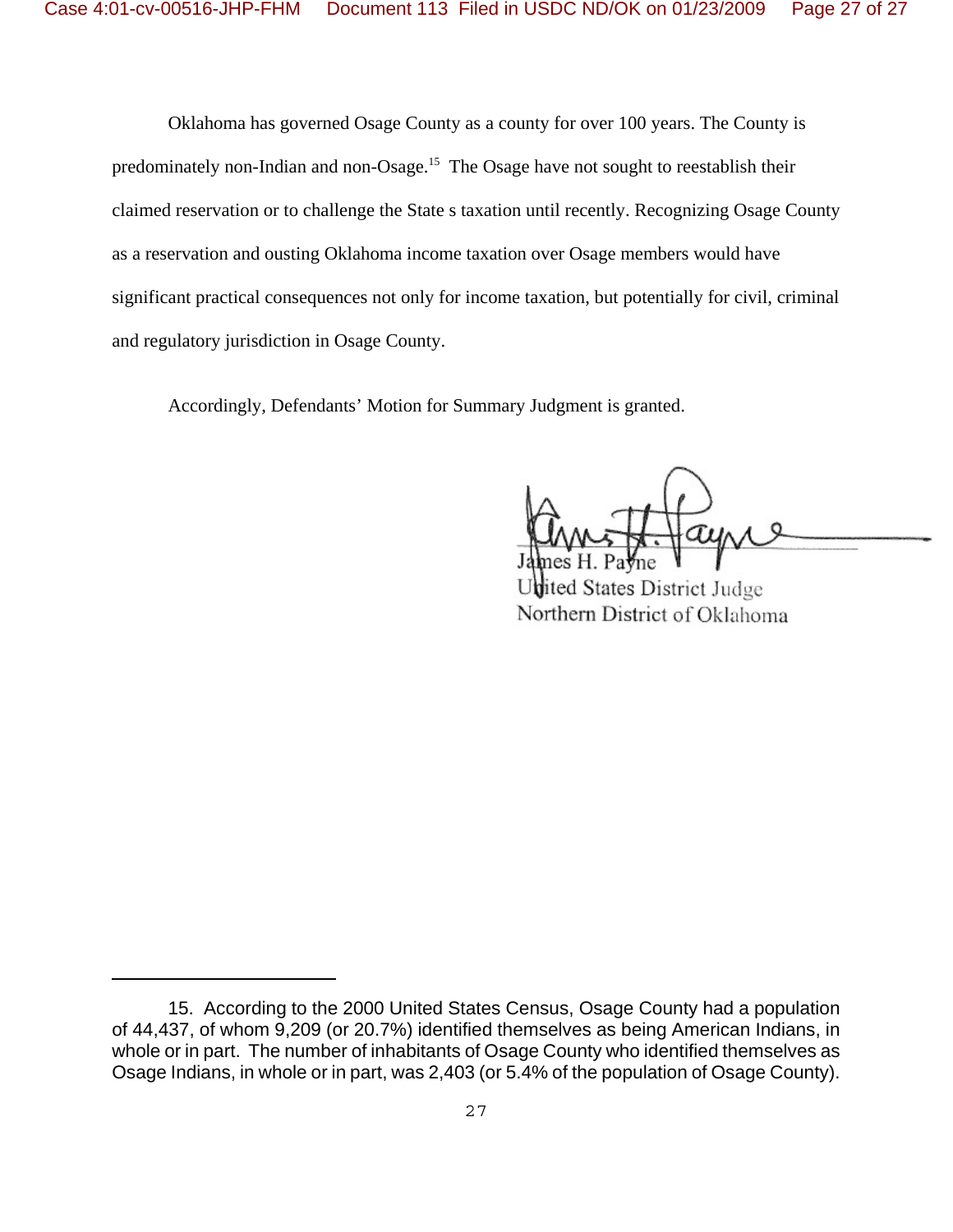Oklahoma has governed Osage County as a county for over 100 years. The County is predominately non-Indian and non-Osage.[15] The Osage have not sought to reestablish their claimed reservation or to challenge the State s taxation until recently. Recognizing Osage County as a reservation and ousting Oklahoma income taxation over Osage members would have significant practical consequences not only for income taxation, but potentially for civil, criminal and regulatory jurisdiction in Osage County.

Accordingly, Defendants' Motion for Summary Judgment is granted.

James H. Payne
United States District Judge
Northern District of Oklahoma

---

15. According to the 2000 United States Census, Osage County had a population of 44,437, of whom 9,209 (or 20.7%) identified themselves as being American Indians, in whole or in part. The number of inhabitants of Osage County who identified themselves as Osage Indians, in whole or in part, was 2,403 (or 5.4% of the population of Osage County).